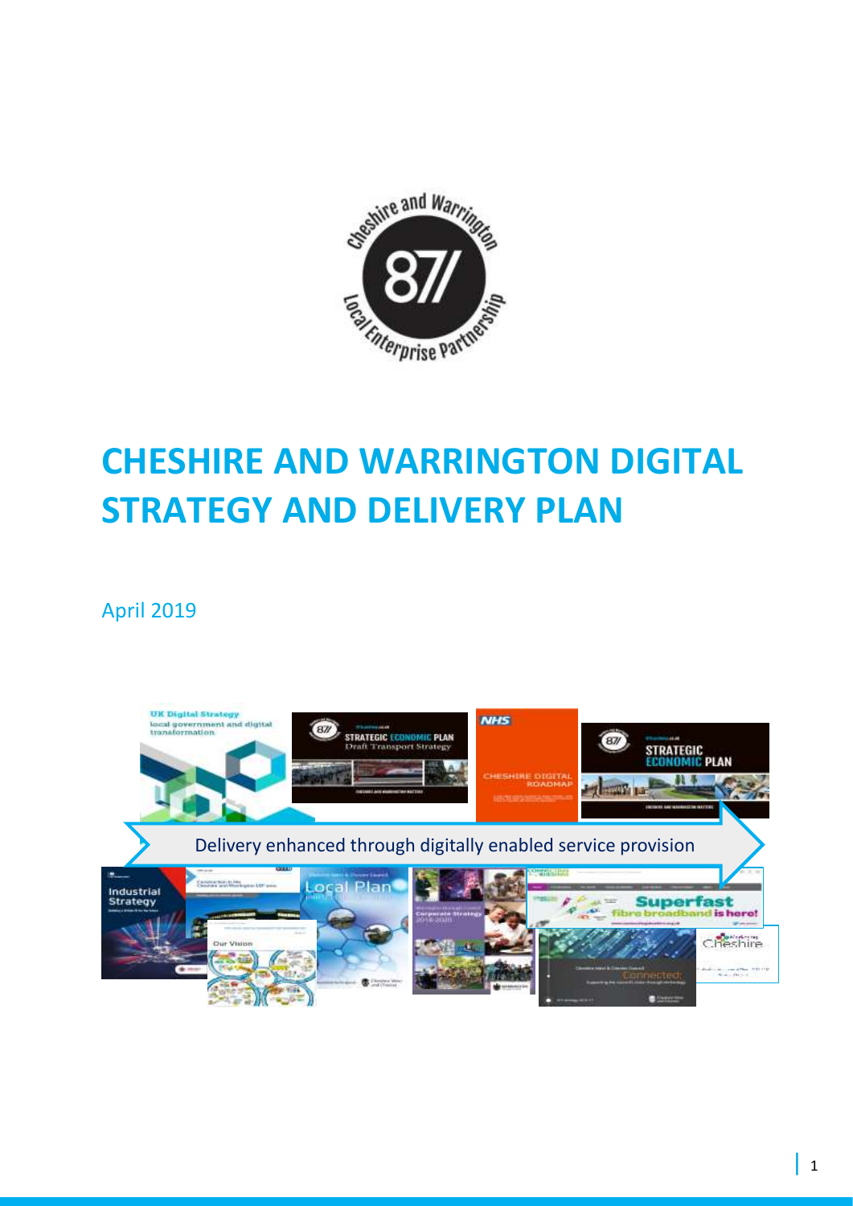# CHESHIRE AND WARRINGTON DIGITAL STRATEGY AND DELIVERY PLAN

April 2019

Delivery enhanced through digitally enabled service provision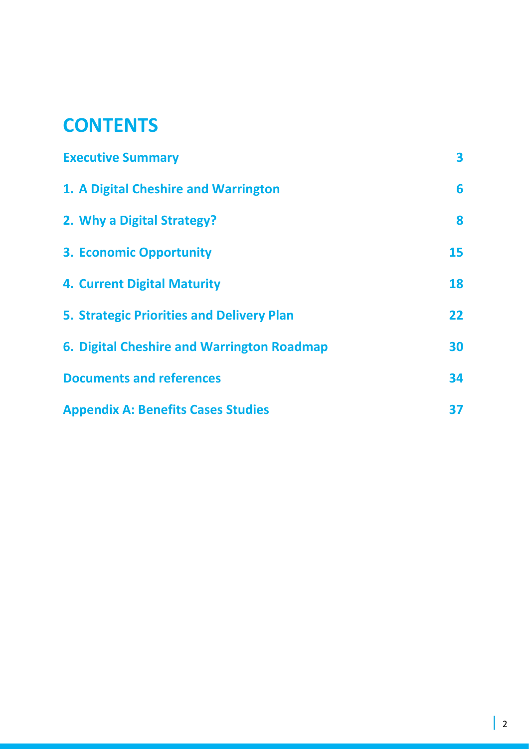# CONTENTS

| | |
|---|---|
| **Executive Summary** | **3** |
| **1. A Digital Cheshire and Warrington** | **6** |
| **2. Why a Digital Strategy?** | **8** |
| **3. Economic Opportunity** | **15** |
| **4. Current Digital Maturity** | **18** |
| **5. Strategic Priorities and Delivery Plan** | **22** |
| **6. Digital Cheshire and Warrington Roadmap** | **30** |
| **Documents and references** | **34** |
| **Appendix A: Benefits Cases Studies** | **37** |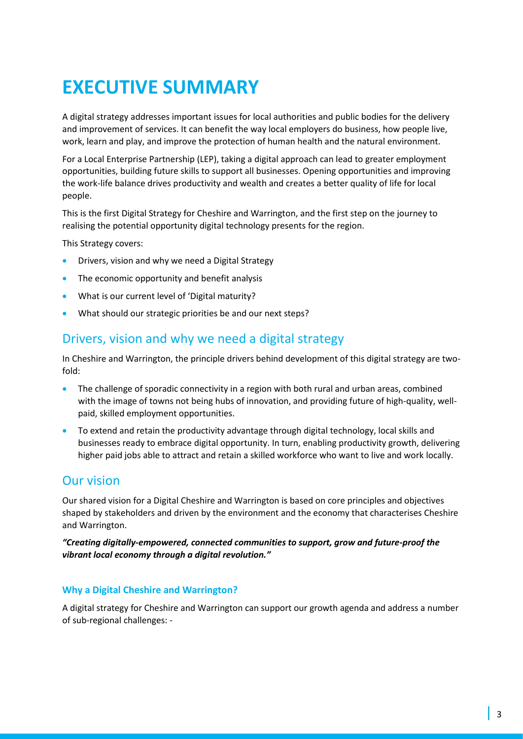# EXECUTIVE SUMMARY

A digital strategy addresses important issues for local authorities and public bodies for the delivery and improvement of services. It can benefit the way local employers do business, how people live, work, learn and play, and improve the protection of human health and the natural environment.

For a Local Enterprise Partnership (LEP), taking a digital approach can lead to greater employment opportunities, building future skills to support all businesses. Opening opportunities and improving the work-life balance drives productivity and wealth and creates a better quality of life for local people.

This is the first Digital Strategy for Cheshire and Warrington, and the first step on the journey to realising the potential opportunity digital technology presents for the region.

This Strategy covers:

- Drivers, vision and why we need a Digital Strategy
- The economic opportunity and benefit analysis
- What is our current level of 'Digital maturity?
- What should our strategic priorities be and our next steps?

## Drivers, vision and why we need a digital strategy

In Cheshire and Warrington, the principle drivers behind development of this digital strategy are two-fold:

- The challenge of sporadic connectivity in a region with both rural and urban areas, combined with the image of towns not being hubs of innovation, and providing future of high-quality, well-paid, skilled employment opportunities.
- To extend and retain the productivity advantage through digital technology, local skills and businesses ready to embrace digital opportunity. In turn, enabling productivity growth, delivering higher paid jobs able to attract and retain a skilled workforce who want to live and work locally.

## Our vision

Our shared vision for a Digital Cheshire and Warrington is based on core principles and objectives shaped by stakeholders and driven by the environment and the economy that characterises Cheshire and Warrington.

***"Creating digitally-empowered, connected communities to support, grow and future-proof the vibrant local economy through a digital revolution."***

### Why a Digital Cheshire and Warrington?

A digital strategy for Cheshire and Warrington can support our growth agenda and address a number of sub-regional challenges: -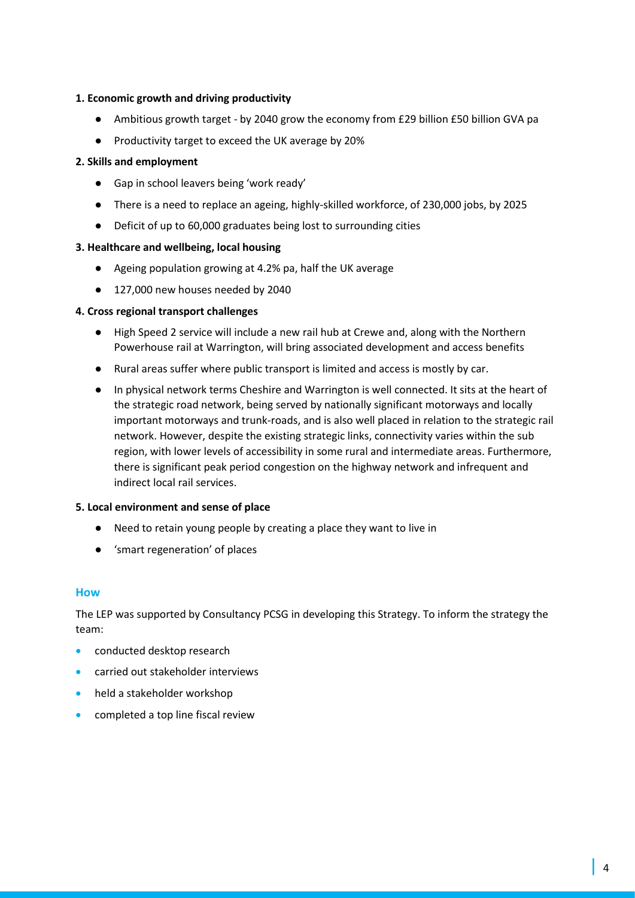**1. Economic growth and driving productivity**

- Ambitious growth target - by 2040 grow the economy from £29 billion £50 billion GVA pa
- Productivity target to exceed the UK average by 20%

**2. Skills and employment**

- Gap in school leavers being 'work ready'
- There is a need to replace an ageing, highly-skilled workforce, of 230,000 jobs, by 2025
- Deficit of up to 60,000 graduates being lost to surrounding cities

**3. Healthcare and wellbeing, local housing**

- Ageing population growing at 4.2% pa, half the UK average
- 127,000 new houses needed by 2040

**4. Cross regional transport challenges**

- High Speed 2 service will include a new rail hub at Crewe and, along with the Northern Powerhouse rail at Warrington, will bring associated development and access benefits
- Rural areas suffer where public transport is limited and access is mostly by car.
- In physical network terms Cheshire and Warrington is well connected. It sits at the heart of the strategic road network, being served by nationally significant motorways and locally important motorways and trunk-roads, and is also well placed in relation to the strategic rail network. However, despite the existing strategic links, connectivity varies within the sub region, with lower levels of accessibility in some rural and intermediate areas. Furthermore, there is significant peak period congestion on the highway network and infrequent and indirect local rail services.

**5. Local environment and sense of place**

- Need to retain young people by creating a place they want to live in
- 'smart regeneration' of places

## How

The LEP was supported by Consultancy PCSG in developing this Strategy. To inform the strategy the team:

- conducted desktop research
- carried out stakeholder interviews
- held a stakeholder workshop
- completed a top line fiscal review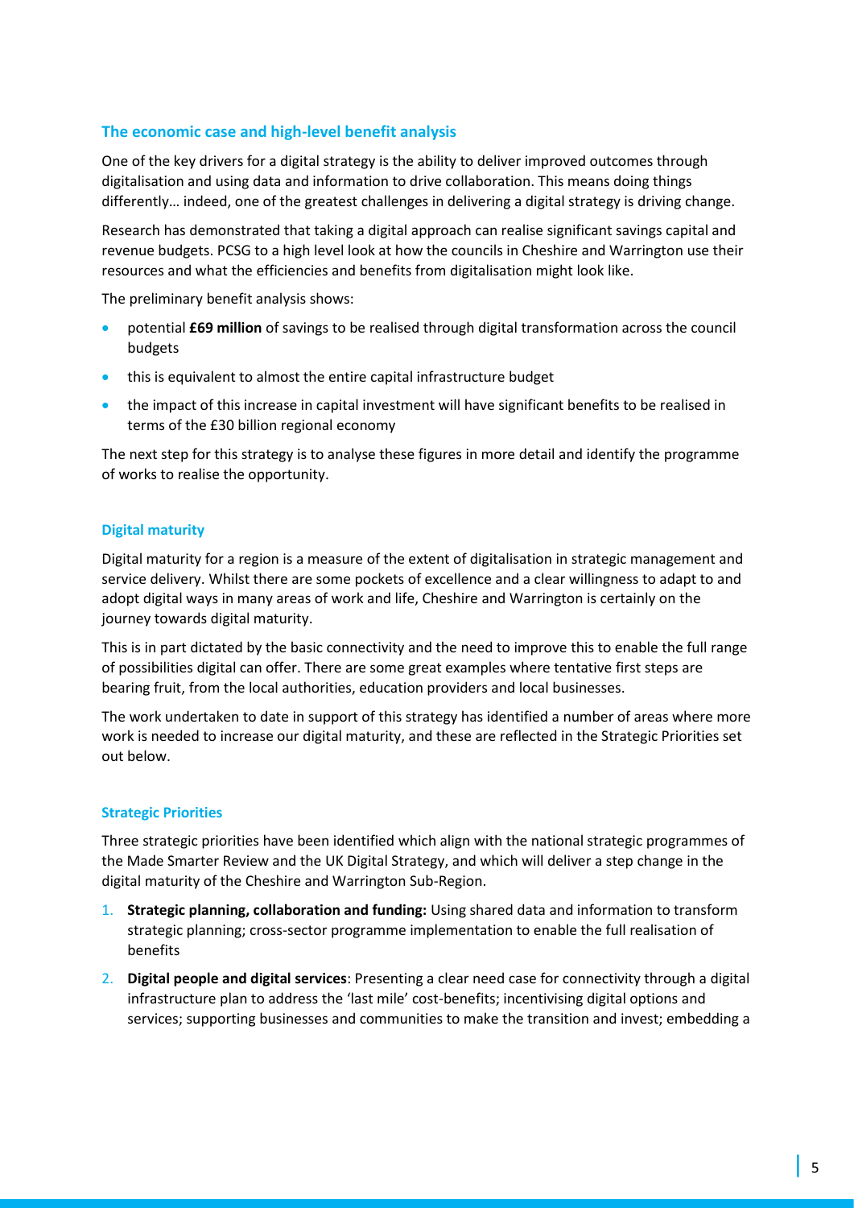### The economic case and high-level benefit analysis

One of the key drivers for a digital strategy is the ability to deliver improved outcomes through digitalisation and using data and information to drive collaboration. This means doing things differently… indeed, one of the greatest challenges in delivering a digital strategy is driving change.

Research has demonstrated that taking a digital approach can realise significant savings capital and revenue budgets. PCSG to a high level look at how the councils in Cheshire and Warrington use their resources and what the efficiencies and benefits from digitalisation might look like.

The preliminary benefit analysis shows:

- potential **£69 million** of savings to be realised through digital transformation across the council budgets
- this is equivalent to almost the entire capital infrastructure budget
- the impact of this increase in capital investment will have significant benefits to be realised in terms of the £30 billion regional economy

The next step for this strategy is to analyse these figures in more detail and identify the programme of works to realise the opportunity.

#### Digital maturity

Digital maturity for a region is a measure of the extent of digitalisation in strategic management and service delivery. Whilst there are some pockets of excellence and a clear willingness to adapt to and adopt digital ways in many areas of work and life, Cheshire and Warrington is certainly on the journey towards digital maturity.

This is in part dictated by the basic connectivity and the need to improve this to enable the full range of possibilities digital can offer. There are some great examples where tentative first steps are bearing fruit, from the local authorities, education providers and local businesses.

The work undertaken to date in support of this strategy has identified a number of areas where more work is needed to increase our digital maturity, and these are reflected in the Strategic Priorities set out below.

#### Strategic Priorities

Three strategic priorities have been identified which align with the national strategic programmes of the Made Smarter Review and the UK Digital Strategy, and which will deliver a step change in the digital maturity of the Cheshire and Warrington Sub-Region.

1. **Strategic planning, collaboration and funding:** Using shared data and information to transform strategic planning; cross-sector programme implementation to enable the full realisation of benefits
2. **Digital people and digital services**: Presenting a clear need case for connectivity through a digital infrastructure plan to address the 'last mile' cost-benefits; incentivising digital options and services; supporting businesses and communities to make the transition and invest; embedding a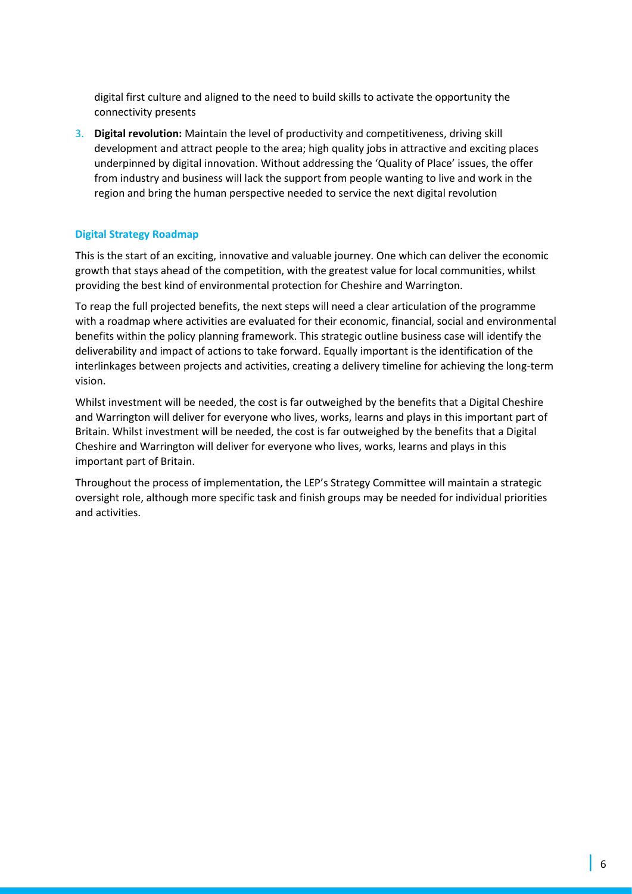digital first culture and aligned to the need to build skills to activate the opportunity the connectivity presents

3. **Digital revolution:** Maintain the level of productivity and competitiveness, driving skill development and attract people to the area; high quality jobs in attractive and exciting places underpinned by digital innovation. Without addressing the 'Quality of Place' issues, the offer from industry and business will lack the support from people wanting to live and work in the region and bring the human perspective needed to service the next digital revolution

### Digital Strategy Roadmap

This is the start of an exciting, innovative and valuable journey. One which can deliver the economic growth that stays ahead of the competition, with the greatest value for local communities, whilst providing the best kind of environmental protection for Cheshire and Warrington.

To reap the full projected benefits, the next steps will need a clear articulation of the programme with a roadmap where activities are evaluated for their economic, financial, social and environmental benefits within the policy planning framework. This strategic outline business case will identify the deliverability and impact of actions to take forward. Equally important is the identification of the interlinkages between projects and activities, creating a delivery timeline for achieving the long-term vision.

Whilst investment will be needed, the cost is far outweighed by the benefits that a Digital Cheshire and Warrington will deliver for everyone who lives, works, learns and plays in this important part of Britain. Whilst investment will be needed, the cost is far outweighed by the benefits that a Digital Cheshire and Warrington will deliver for everyone who lives, works, learns and plays in this important part of Britain.

Throughout the process of implementation, the LEP's Strategy Committee will maintain a strategic oversight role, although more specific task and finish groups may be needed for individual priorities and activities.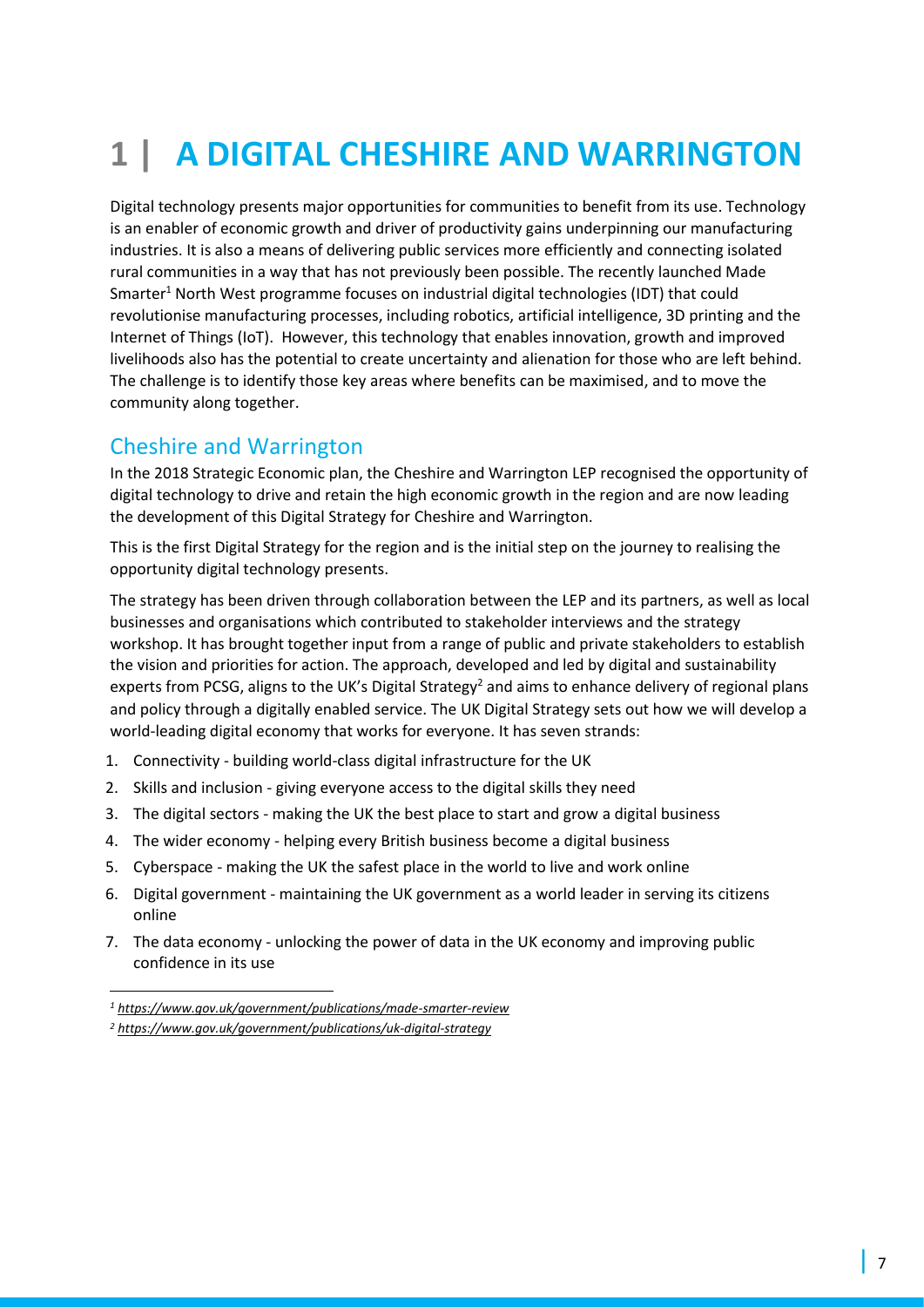# 1 | A DIGITAL CHESHIRE AND WARRINGTON

Digital technology presents major opportunities for communities to benefit from its use. Technology is an enabler of economic growth and driver of productivity gains underpinning our manufacturing industries. It is also a means of delivering public services more efficiently and connecting isolated rural communities in a way that has not previously been possible. The recently launched Made Smarter[1] North West programme focuses on industrial digital technologies (IDT) that could revolutionise manufacturing processes, including robotics, artificial intelligence, 3D printing and the Internet of Things (IoT). However, this technology that enables innovation, growth and improved livelihoods also has the potential to create uncertainty and alienation for those who are left behind. The challenge is to identify those key areas where benefits can be maximised, and to move the community along together.

## Cheshire and Warrington

In the 2018 Strategic Economic plan, the Cheshire and Warrington LEP recognised the opportunity of digital technology to drive and retain the high economic growth in the region and are now leading the development of this Digital Strategy for Cheshire and Warrington.

This is the first Digital Strategy for the region and is the initial step on the journey to realising the opportunity digital technology presents.

The strategy has been driven through collaboration between the LEP and its partners, as well as local businesses and organisations which contributed to stakeholder interviews and the strategy workshop. It has brought together input from a range of public and private stakeholders to establish the vision and priorities for action. The approach, developed and led by digital and sustainability experts from PCSG, aligns to the UK's Digital Strategy[2] and aims to enhance delivery of regional plans and policy through a digitally enabled service. The UK Digital Strategy sets out how we will develop a world-leading digital economy that works for everyone. It has seven strands:

1. Connectivity - building world-class digital infrastructure for the UK
2. Skills and inclusion - giving everyone access to the digital skills they need
3. The digital sectors - making the UK the best place to start and grow a digital business
4. The wider economy - helping every British business become a digital business
5. Cyberspace - making the UK the safest place in the world to live and work online
6. Digital government - maintaining the UK government as a world leader in serving its citizens online
7. The data economy - unlocking the power of data in the UK economy and improving public confidence in its use

[1] https://www.gov.uk/government/publications/made-smarter-review

[2] https://www.gov.uk/government/publications/uk-digital-strategy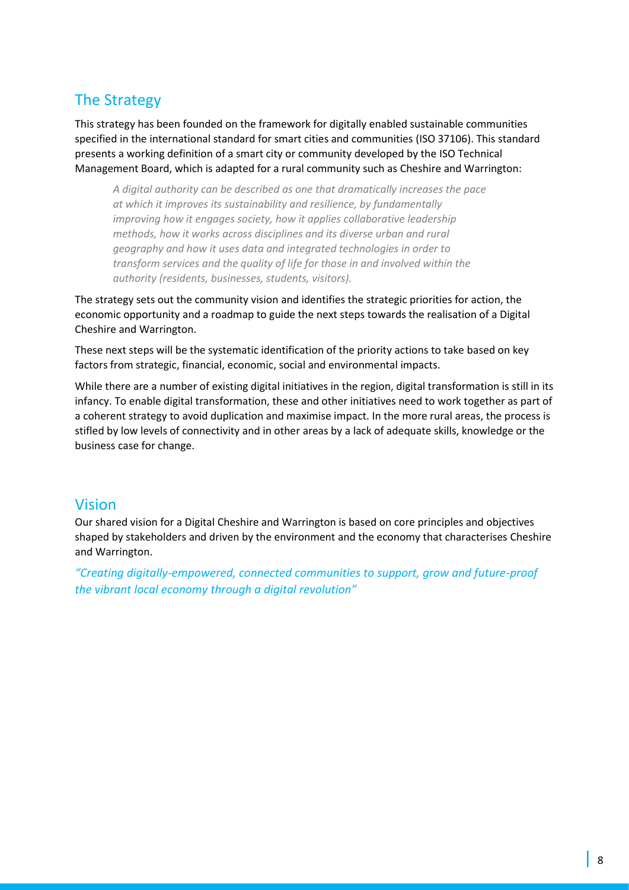## The Strategy

This strategy has been founded on the framework for digitally enabled sustainable communities specified in the international standard for smart cities and communities (ISO 37106). This standard presents a working definition of a smart city or community developed by the ISO Technical Management Board, which is adapted for a rural community such as Cheshire and Warrington:

> *A digital authority can be described as one that dramatically increases the pace at which it improves its sustainability and resilience, by fundamentally improving how it engages society, how it applies collaborative leadership methods, how it works across disciplines and its diverse urban and rural geography and how it uses data and integrated technologies in order to transform services and the quality of life for those in and involved within the authority (residents, businesses, students, visitors).*

The strategy sets out the community vision and identifies the strategic priorities for action, the economic opportunity and a roadmap to guide the next steps towards the realisation of a Digital Cheshire and Warrington.

These next steps will be the systematic identification of the priority actions to take based on key factors from strategic, financial, economic, social and environmental impacts.

While there are a number of existing digital initiatives in the region, digital transformation is still in its infancy. To enable digital transformation, these and other initiatives need to work together as part of a coherent strategy to avoid duplication and maximise impact. In the more rural areas, the process is stifled by low levels of connectivity and in other areas by a lack of adequate skills, knowledge or the business case for change.

## Vision

Our shared vision for a Digital Cheshire and Warrington is based on core principles and objectives shaped by stakeholders and driven by the environment and the economy that characterises Cheshire and Warrington.

*"Creating digitally-empowered, connected communities to support, grow and future-proof the vibrant local economy through a digital revolution"*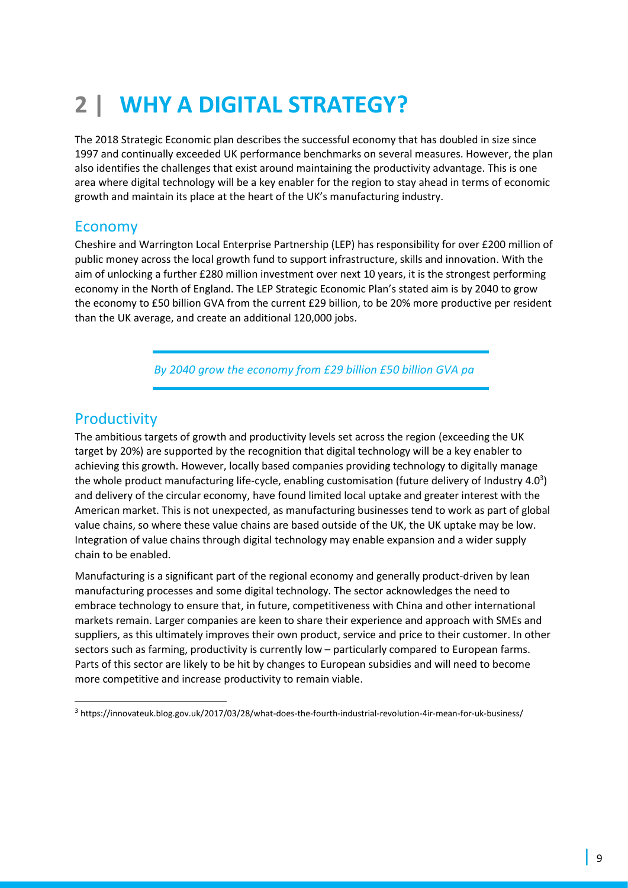# 2 | WHY A DIGITAL STRATEGY?

The 2018 Strategic Economic plan describes the successful economy that has doubled in size since 1997 and continually exceeded UK performance benchmarks on several measures. However, the plan also identifies the challenges that exist around maintaining the productivity advantage. This is one area where digital technology will be a key enabler for the region to stay ahead in terms of economic growth and maintain its place at the heart of the UK's manufacturing industry.

## Economy

Cheshire and Warrington Local Enterprise Partnership (LEP) has responsibility for over £200 million of public money across the local growth fund to support infrastructure, skills and innovation. With the aim of unlocking a further £280 million investment over next 10 years, it is the strongest performing economy in the North of England. The LEP Strategic Economic Plan's stated aim is by 2040 to grow the economy to £50 billion GVA from the current £29 billion, to be 20% more productive per resident than the UK average, and create an additional 120,000 jobs.

> *By 2040 grow the economy from £29 billion £50 billion GVA pa*

## Productivity

The ambitious targets of growth and productivity levels set across the region (exceeding the UK target by 20%) are supported by the recognition that digital technology will be a key enabler to achieving this growth. However, locally based companies providing technology to digitally manage the whole product manufacturing life-cycle, enabling customisation (future delivery of Industry 4.0[3]) and delivery of the circular economy, have found limited local uptake and greater interest with the American market. This is not unexpected, as manufacturing businesses tend to work as part of global value chains, so where these value chains are based outside of the UK, the UK uptake may be low. Integration of value chains through digital technology may enable expansion and a wider supply chain to be enabled.

Manufacturing is a significant part of the regional economy and generally product-driven by lean manufacturing processes and some digital technology. The sector acknowledges the need to embrace technology to ensure that, in future, competitiveness with China and other international markets remain. Larger companies are keen to share their experience and approach with SMEs and suppliers, as this ultimately improves their own product, service and price to their customer. In other sectors such as farming, productivity is currently low – particularly compared to European farms. Parts of this sector are likely to be hit by changes to European subsidies and will need to become more competitive and increase productivity to remain viable.

[3] https://innovateuk.blog.gov.uk/2017/03/28/what-does-the-fourth-industrial-revolution-4ir-mean-for-uk-business/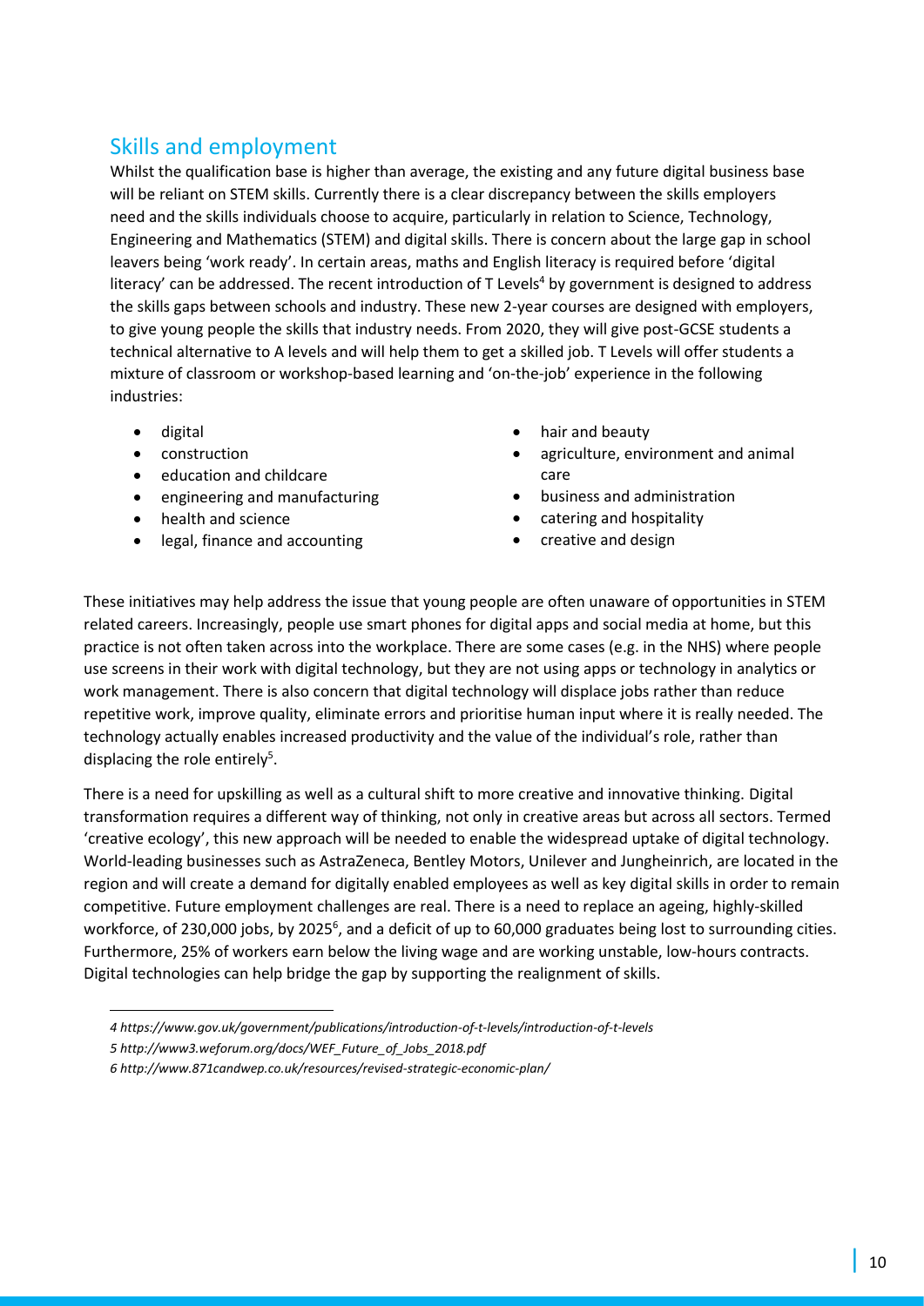## Skills and employment

Whilst the qualification base is higher than average, the existing and any future digital business base will be reliant on STEM skills. Currently there is a clear discrepancy between the skills employers need and the skills individuals choose to acquire, particularly in relation to Science, Technology, Engineering and Mathematics (STEM) and digital skills. There is concern about the large gap in school leavers being 'work ready'. In certain areas, maths and English literacy is required before 'digital literacy' can be addressed. The recent introduction of T Levels[4] by government is designed to address the skills gaps between schools and industry. These new 2-year courses are designed with employers, to give young people the skills that industry needs. From 2020, they will give post-GCSE students a technical alternative to A levels and will help them to get a skilled job. T Levels will offer students a mixture of classroom or workshop-based learning and 'on-the-job' experience in the following industries:

- digital
- construction
- education and childcare
- engineering and manufacturing
- health and science
- legal, finance and accounting
- hair and beauty
- agriculture, environment and animal care
- business and administration
- catering and hospitality
- creative and design

These initiatives may help address the issue that young people are often unaware of opportunities in STEM related careers. Increasingly, people use smart phones for digital apps and social media at home, but this practice is not often taken across into the workplace. There are some cases (e.g. in the NHS) where people use screens in their work with digital technology, but they are not using apps or technology in analytics or work management. There is also concern that digital technology will displace jobs rather than reduce repetitive work, improve quality, eliminate errors and prioritise human input where it is really needed. The technology actually enables increased productivity and the value of the individual's role, rather than displacing the role entirely[5].

There is a need for upskilling as well as a cultural shift to more creative and innovative thinking. Digital transformation requires a different way of thinking, not only in creative areas but across all sectors. Termed 'creative ecology', this new approach will be needed to enable the widespread uptake of digital technology. World-leading businesses such as AstraZeneca, Bentley Motors, Unilever and Jungheinrich, are located in the region and will create a demand for digitally enabled employees as well as key digital skills in order to remain competitive. Future employment challenges are real. There is a need to replace an ageing, highly-skilled workforce, of 230,000 jobs, by 2025[6], and a deficit of up to 60,000 graduates being lost to surrounding cities. Furthermore, 25% of workers earn below the living wage and are working unstable, low-hours contracts. Digital technologies can help bridge the gap by supporting the realignment of skills.

*4 https://www.gov.uk/government/publications/introduction-of-t-levels/introduction-of-t-levels*

*5 http://www3.weforum.org/docs/WEF_Future_of_Jobs_2018.pdf*

*6 http://www.871candwep.co.uk/resources/revised-strategic-economic-plan/*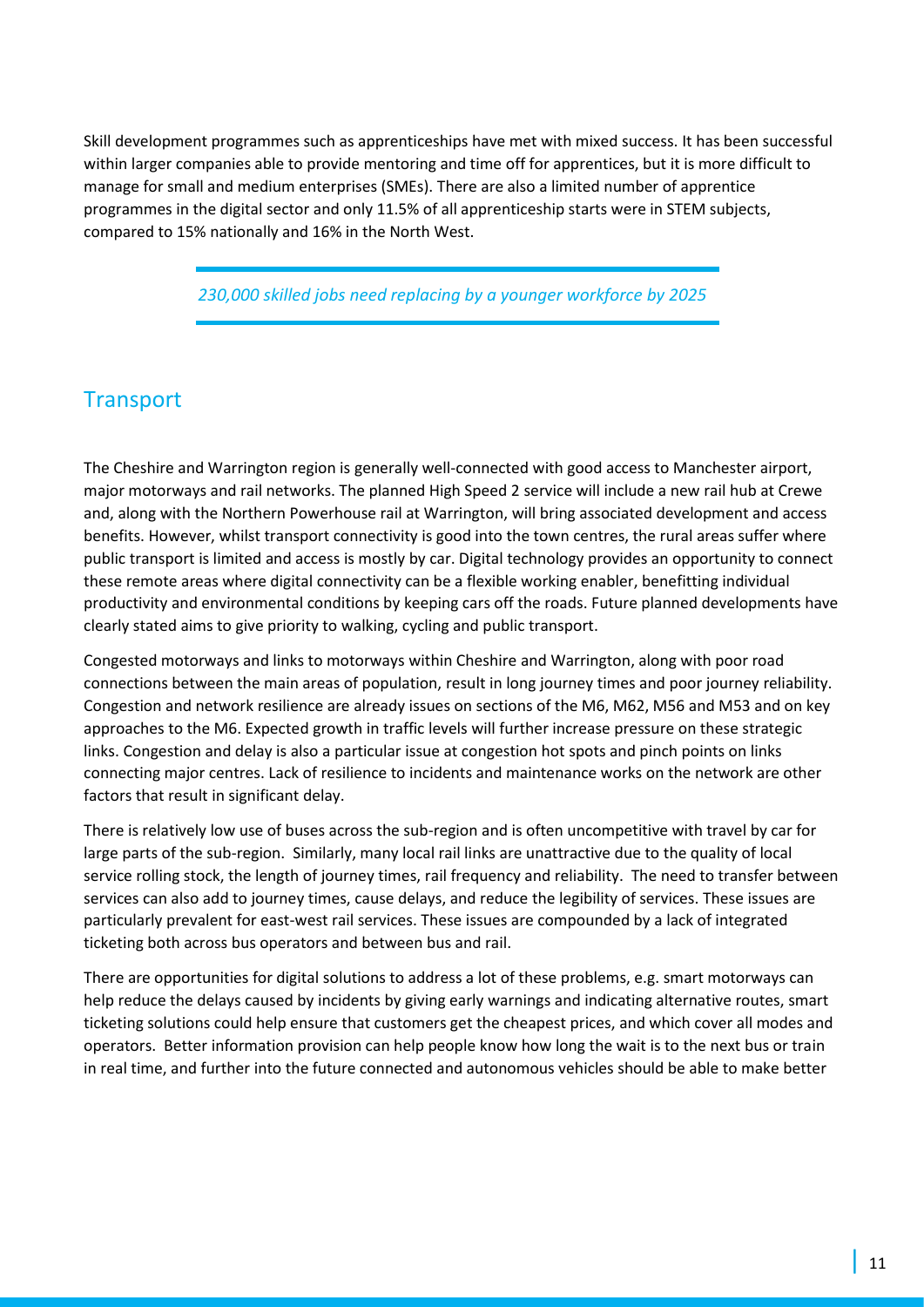Skill development programmes such as apprenticeships have met with mixed success. It has been successful within larger companies able to provide mentoring and time off for apprentices, but it is more difficult to manage for small and medium enterprises (SMEs). There are also a limited number of apprentice programmes in the digital sector and only 11.5% of all apprenticeship starts were in STEM subjects, compared to 15% nationally and 16% in the North West.

> *230,000 skilled jobs need replacing by a younger workforce by 2025*

## Transport

The Cheshire and Warrington region is generally well-connected with good access to Manchester airport, major motorways and rail networks. The planned High Speed 2 service will include a new rail hub at Crewe and, along with the Northern Powerhouse rail at Warrington, will bring associated development and access benefits. However, whilst transport connectivity is good into the town centres, the rural areas suffer where public transport is limited and access is mostly by car. Digital technology provides an opportunity to connect these remote areas where digital connectivity can be a flexible working enabler, benefitting individual productivity and environmental conditions by keeping cars off the roads. Future planned developments have clearly stated aims to give priority to walking, cycling and public transport.

Congested motorways and links to motorways within Cheshire and Warrington, along with poor road connections between the main areas of population, result in long journey times and poor journey reliability. Congestion and network resilience are already issues on sections of the M6, M62, M56 and M53 and on key approaches to the M6. Expected growth in traffic levels will further increase pressure on these strategic links. Congestion and delay is also a particular issue at congestion hot spots and pinch points on links connecting major centres. Lack of resilience to incidents and maintenance works on the network are other factors that result in significant delay.

There is relatively low use of buses across the sub-region and is often uncompetitive with travel by car for large parts of the sub-region. Similarly, many local rail links are unattractive due to the quality of local service rolling stock, the length of journey times, rail frequency and reliability. The need to transfer between services can also add to journey times, cause delays, and reduce the legibility of services. These issues are particularly prevalent for east-west rail services. These issues are compounded by a lack of integrated ticketing both across bus operators and between bus and rail.

There are opportunities for digital solutions to address a lot of these problems, e.g. smart motorways can help reduce the delays caused by incidents by giving early warnings and indicating alternative routes, smart ticketing solutions could help ensure that customers get the cheapest prices, and which cover all modes and operators. Better information provision can help people know how long the wait is to the next bus or train in real time, and further into the future connected and autonomous vehicles should be able to make better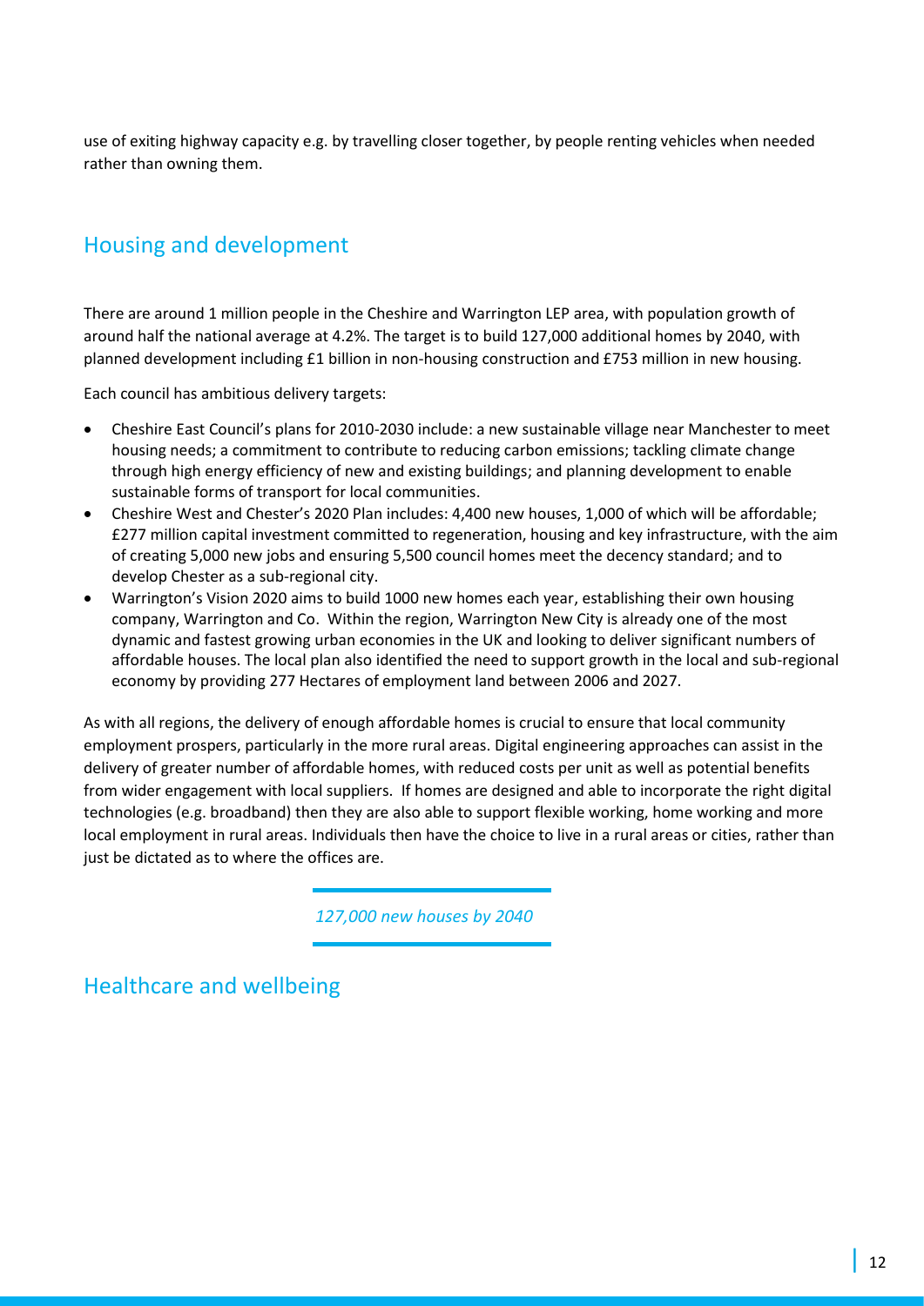use of exiting highway capacity e.g. by travelling closer together, by people renting vehicles when needed rather than owning them.

## Housing and development

There are around 1 million people in the Cheshire and Warrington LEP area, with population growth of around half the national average at 4.2%. The target is to build 127,000 additional homes by 2040, with planned development including £1 billion in non-housing construction and £753 million in new housing.

Each council has ambitious delivery targets:

- Cheshire East Council's plans for 2010-2030 include: a new sustainable village near Manchester to meet housing needs; a commitment to contribute to reducing carbon emissions; tackling climate change through high energy efficiency of new and existing buildings; and planning development to enable sustainable forms of transport for local communities.
- Cheshire West and Chester's 2020 Plan includes: 4,400 new houses, 1,000 of which will be affordable; £277 million capital investment committed to regeneration, housing and key infrastructure, with the aim of creating 5,000 new jobs and ensuring 5,500 council homes meet the decency standard; and to develop Chester as a sub-regional city.
- Warrington's Vision 2020 aims to build 1000 new homes each year, establishing their own housing company, Warrington and Co. Within the region, Warrington New City is already one of the most dynamic and fastest growing urban economies in the UK and looking to deliver significant numbers of affordable houses. The local plan also identified the need to support growth in the local and sub-regional economy by providing 277 Hectares of employment land between 2006 and 2027.

As with all regions, the delivery of enough affordable homes is crucial to ensure that local community employment prospers, particularly in the more rural areas. Digital engineering approaches can assist in the delivery of greater number of affordable homes, with reduced costs per unit as well as potential benefits from wider engagement with local suppliers. If homes are designed and able to incorporate the right digital technologies (e.g. broadband) then they are also able to support flexible working, home working and more local employment in rural areas. Individuals then have the choice to live in a rural areas or cities, rather than just be dictated as to where the offices are.

*127,000 new houses by 2040*

## Healthcare and wellbeing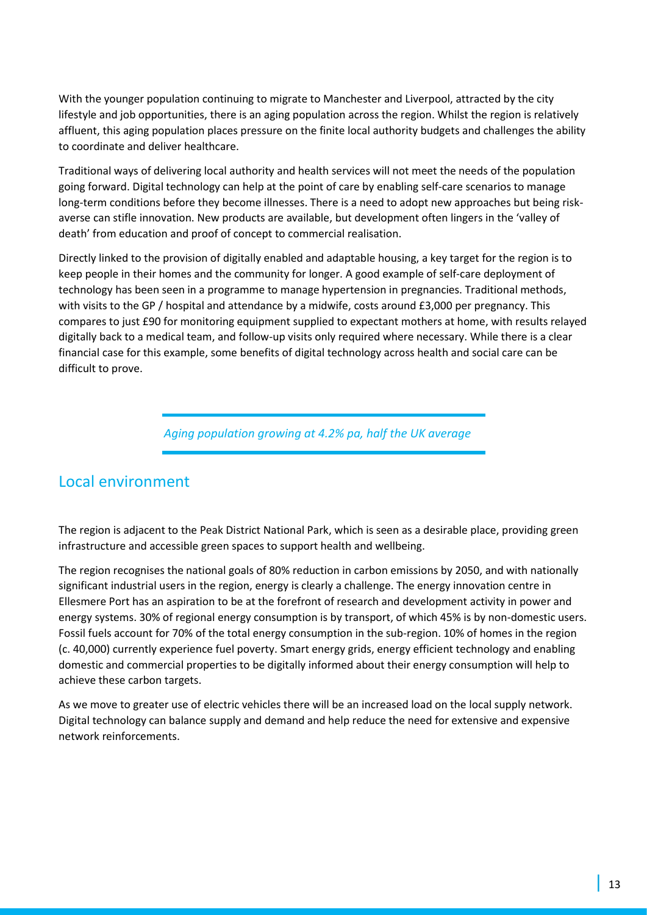With the younger population continuing to migrate to Manchester and Liverpool, attracted by the city lifestyle and job opportunities, there is an aging population across the region. Whilst the region is relatively affluent, this aging population places pressure on the finite local authority budgets and challenges the ability to coordinate and deliver healthcare.

Traditional ways of delivering local authority and health services will not meet the needs of the population going forward. Digital technology can help at the point of care by enabling self-care scenarios to manage long-term conditions before they become illnesses. There is a need to adopt new approaches but being risk-averse can stifle innovation. New products are available, but development often lingers in the 'valley of death' from education and proof of concept to commercial realisation.

Directly linked to the provision of digitally enabled and adaptable housing, a key target for the region is to keep people in their homes and the community for longer. A good example of self-care deployment of technology has been seen in a programme to manage hypertension in pregnancies. Traditional methods, with visits to the GP / hospital and attendance by a midwife, costs around £3,000 per pregnancy. This compares to just £90 for monitoring equipment supplied to expectant mothers at home, with results relayed digitally back to a medical team, and follow-up visits only required where necessary. While there is a clear financial case for this example, some benefits of digital technology across health and social care can be difficult to prove.

*Aging population growing at 4.2% pa, half the UK average*

## Local environment

The region is adjacent to the Peak District National Park, which is seen as a desirable place, providing green infrastructure and accessible green spaces to support health and wellbeing.

The region recognises the national goals of 80% reduction in carbon emissions by 2050, and with nationally significant industrial users in the region, energy is clearly a challenge. The energy innovation centre in Ellesmere Port has an aspiration to be at the forefront of research and development activity in power and energy systems. 30% of regional energy consumption is by transport, of which 45% is by non-domestic users. Fossil fuels account for 70% of the total energy consumption in the sub-region. 10% of homes in the region (c. 40,000) currently experience fuel poverty. Smart energy grids, energy efficient technology and enabling domestic and commercial properties to be digitally informed about their energy consumption will help to achieve these carbon targets.

As we move to greater use of electric vehicles there will be an increased load on the local supply network. Digital technology can balance supply and demand and help reduce the need for extensive and expensive network reinforcements.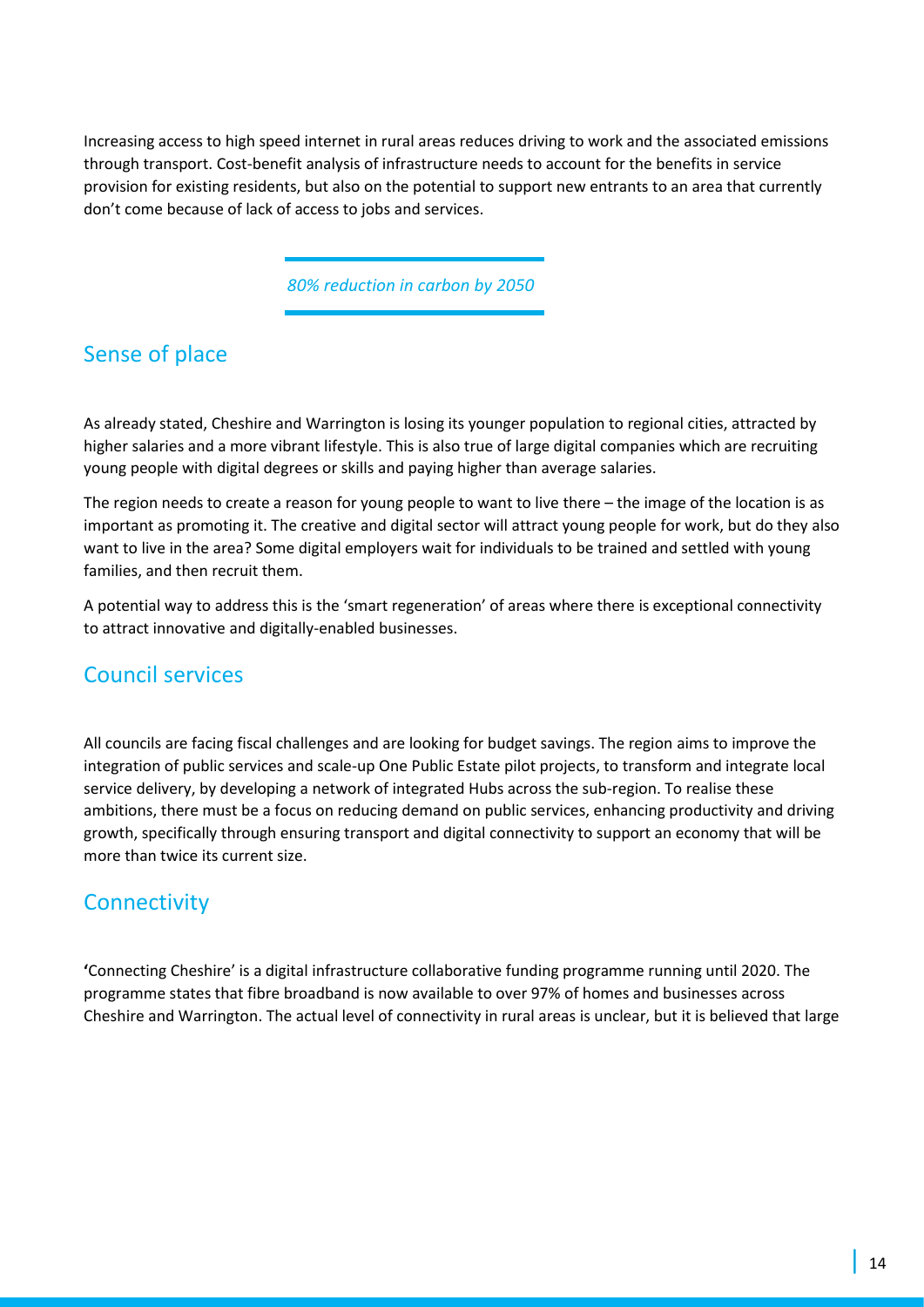Increasing access to high speed internet in rural areas reduces driving to work and the associated emissions through transport. Cost-benefit analysis of infrastructure needs to account for the benefits in service provision for existing residents, but also on the potential to support new entrants to an area that currently don't come because of lack of access to jobs and services.

*80% reduction in carbon by 2050*

## Sense of place

As already stated, Cheshire and Warrington is losing its younger population to regional cities, attracted by higher salaries and a more vibrant lifestyle. This is also true of large digital companies which are recruiting young people with digital degrees or skills and paying higher than average salaries.

The region needs to create a reason for young people to want to live there – the image of the location is as important as promoting it. The creative and digital sector will attract young people for work, but do they also want to live in the area? Some digital employers wait for individuals to be trained and settled with young families, and then recruit them.

A potential way to address this is the 'smart regeneration' of areas where there is exceptional connectivity to attract innovative and digitally-enabled businesses.

## Council services

All councils are facing fiscal challenges and are looking for budget savings. The region aims to improve the integration of public services and scale-up One Public Estate pilot projects, to transform and integrate local service delivery, by developing a network of integrated Hubs across the sub-region. To realise these ambitions, there must be a focus on reducing demand on public services, enhancing productivity and driving growth, specifically through ensuring transport and digital connectivity to support an economy that will be more than twice its current size.

## Connectivity

'Connecting Cheshire' is a digital infrastructure collaborative funding programme running until 2020. The programme states that fibre broadband is now available to over 97% of homes and businesses across Cheshire and Warrington. The actual level of connectivity in rural areas is unclear, but it is believed that large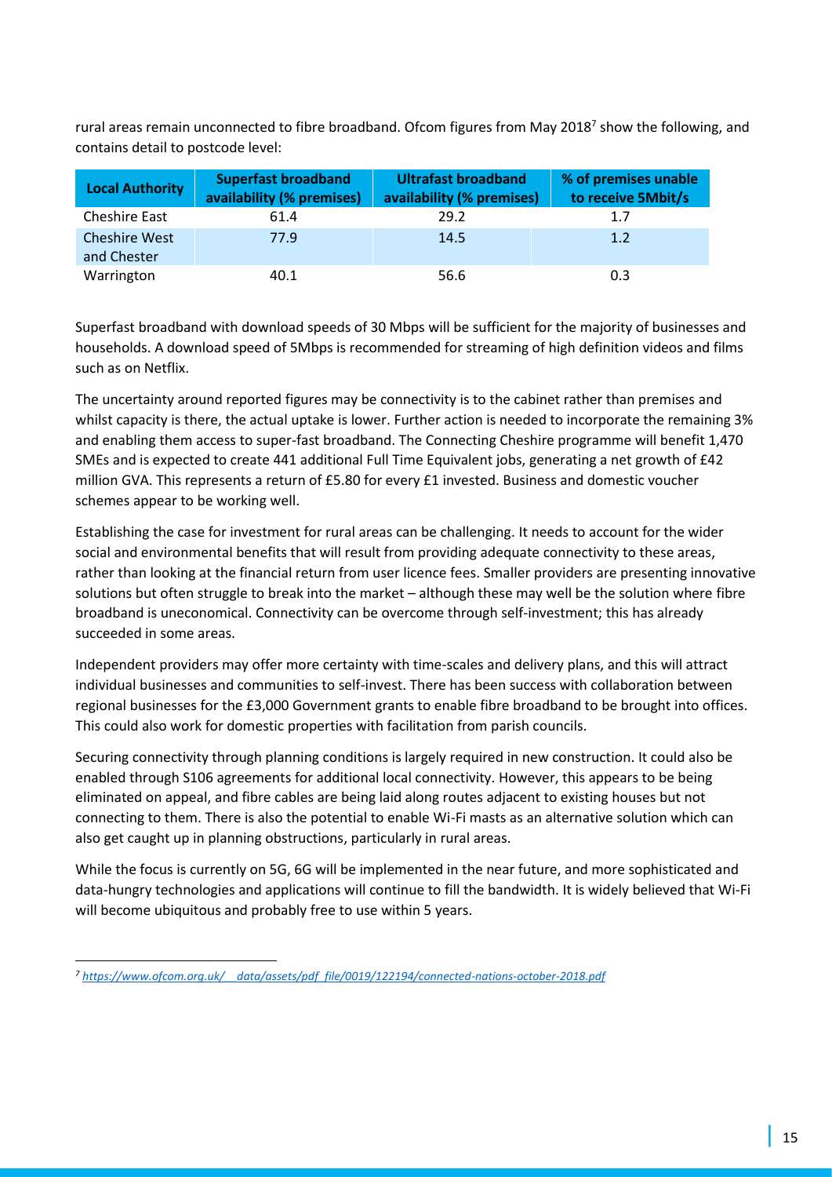rural areas remain unconnected to fibre broadband. Ofcom figures from May 2018[7] show the following, and contains detail to postcode level:

| Local Authority | Superfast broadband availability (% premises) | Ultrafast broadband availability (% premises) | % of premises unable to receive 5Mbit/s |
|---|---|---|---|
| Cheshire East | 61.4 | 29.2 | 1.7 |
| Cheshire West and Chester | 77.9 | 14.5 | 1.2 |
| Warrington | 40.1 | 56.6 | 0.3 |

Superfast broadband with download speeds of 30 Mbps will be sufficient for the majority of businesses and households. A download speed of 5Mbps is recommended for streaming of high definition videos and films such as on Netflix.

The uncertainty around reported figures may be connectivity is to the cabinet rather than premises and whilst capacity is there, the actual uptake is lower. Further action is needed to incorporate the remaining 3% and enabling them access to super-fast broadband. The Connecting Cheshire programme will benefit 1,470 SMEs and is expected to create 441 additional Full Time Equivalent jobs, generating a net growth of £42 million GVA. This represents a return of £5.80 for every £1 invested. Business and domestic voucher schemes appear to be working well.

Establishing the case for investment for rural areas can be challenging. It needs to account for the wider social and environmental benefits that will result from providing adequate connectivity to these areas, rather than looking at the financial return from user licence fees. Smaller providers are presenting innovative solutions but often struggle to break into the market – although these may well be the solution where fibre broadband is uneconomical. Connectivity can be overcome through self-investment; this has already succeeded in some areas.

Independent providers may offer more certainty with time-scales and delivery plans, and this will attract individual businesses and communities to self-invest. There has been success with collaboration between regional businesses for the £3,000 Government grants to enable fibre broadband to be brought into offices. This could also work for domestic properties with facilitation from parish councils.

Securing connectivity through planning conditions is largely required in new construction. It could also be enabled through S106 agreements for additional local connectivity. However, this appears to be being eliminated on appeal, and fibre cables are being laid along routes adjacent to existing houses but not connecting to them. There is also the potential to enable Wi-Fi masts as an alternative solution which can also get caught up in planning obstructions, particularly in rural areas.

While the focus is currently on 5G, 6G will be implemented in the near future, and more sophisticated and data-hungry technologies and applications will continue to fill the bandwidth. It is widely believed that Wi-Fi will become ubiquitous and probably free to use within 5 years.

[7] *https://www.ofcom.org.uk/__data/assets/pdf_file/0019/122194/connected-nations-october-2018.pdf*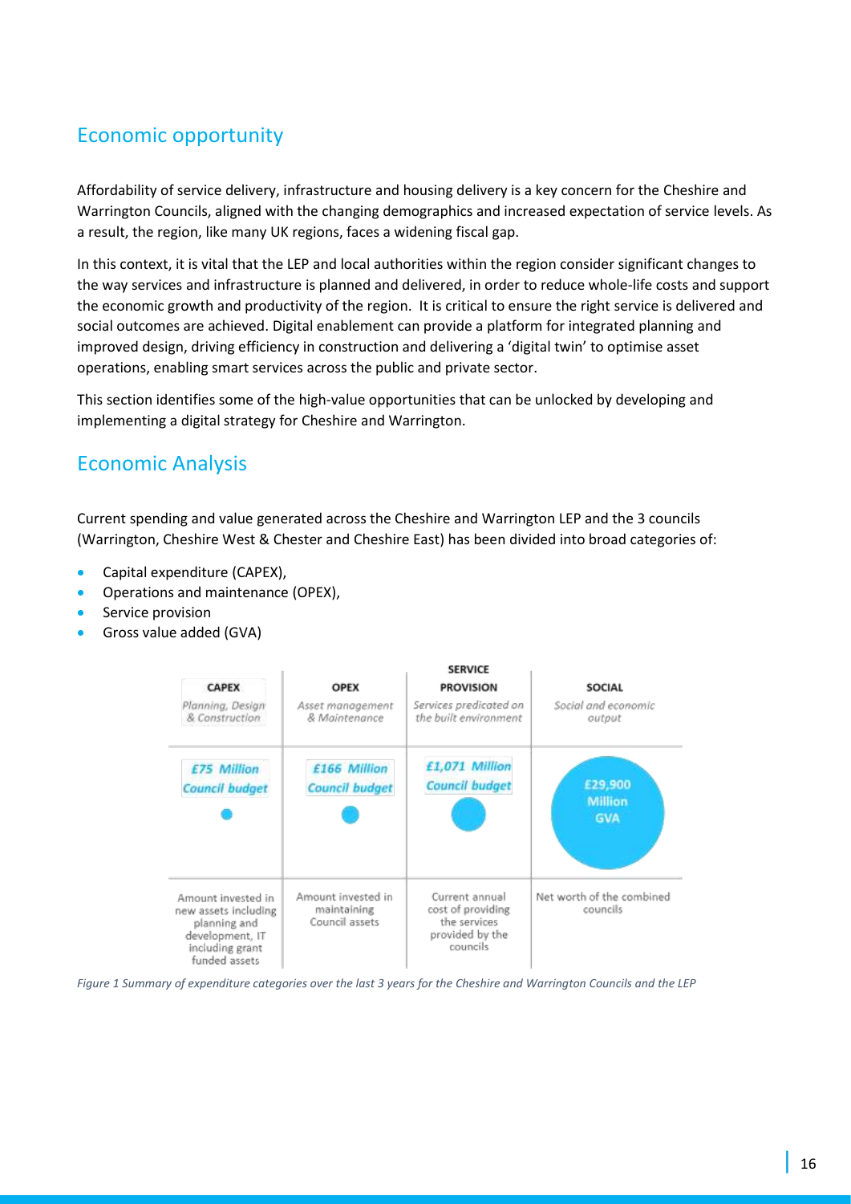## Economic opportunity

Affordability of service delivery, infrastructure and housing delivery is a key concern for the Cheshire and Warrington Councils, aligned with the changing demographics and increased expectation of service levels. As a result, the region, like many UK regions, faces a widening fiscal gap.

In this context, it is vital that the LEP and local authorities within the region consider significant changes to the way services and infrastructure is planned and delivered, in order to reduce whole-life costs and support the economic growth and productivity of the region. It is critical to ensure the right service is delivered and social outcomes are achieved. Digital enablement can provide a platform for integrated planning and improved design, driving efficiency in construction and delivering a 'digital twin' to optimise asset operations, enabling smart services across the public and private sector.

This section identifies some of the high-value opportunities that can be unlocked by developing and implementing a digital strategy for Cheshire and Warrington.

## Economic Analysis

Current spending and value generated across the Cheshire and Warrington LEP and the 3 councils (Warrington, Cheshire West & Chester and Cheshire East) has been divided into broad categories of:

- Capital expenditure (CAPEX),
- Operations and maintenance (OPEX),
- Service provision
- Gross value added (GVA)

| CAPEX<br>*Planning, Design & Construction* | OPEX<br>*Asset management & Maintenance* | SERVICE PROVISION<br>*Services predicated on the built environment* | SOCIAL<br>*Social and economic output* |
|---|---|---|---|
| *£75 Million Council budget* | *£166 Million Council budget* | *£1,071 Million Council budget* | £29,900 Million GVA |
| Amount invested in new assets including planning and development, IT including grant funded assets | Amount invested in maintaining Council assets | Current annual cost of providing the services provided by the councils | Net worth of the combined councils |

*Figure 1 Summary of expenditure categories over the last 3 years for the Cheshire and Warrington Councils and the LEP*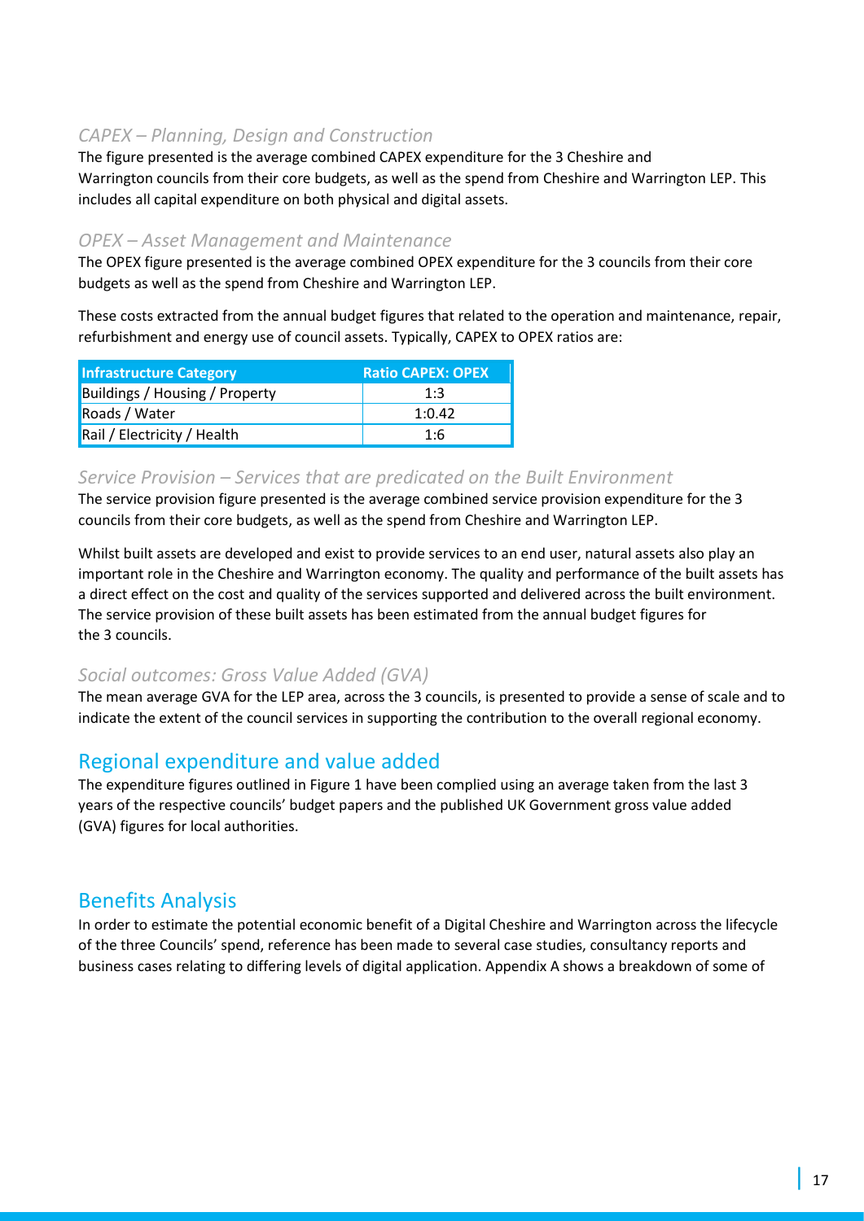### *CAPEX – Planning, Design and Construction*

The figure presented is the average combined CAPEX expenditure for the 3 Cheshire and Warrington councils from their core budgets, as well as the spend from Cheshire and Warrington LEP. This includes all capital expenditure on both physical and digital assets.

### *OPEX – Asset Management and Maintenance*

The OPEX figure presented is the average combined OPEX expenditure for the 3 councils from their core budgets as well as the spend from Cheshire and Warrington LEP.

These costs extracted from the annual budget figures that related to the operation and maintenance, repair, refurbishment and energy use of council assets. Typically, CAPEX to OPEX ratios are:

| Infrastructure Category | Ratio CAPEX: OPEX |
|---|---|
| Buildings / Housing / Property | 1:3 |
| Roads / Water | 1:0.42 |
| Rail / Electricity / Health | 1:6 |

### *Service Provision – Services that are predicated on the Built Environment*

The service provision figure presented is the average combined service provision expenditure for the 3 councils from their core budgets, as well as the spend from Cheshire and Warrington LEP.

Whilst built assets are developed and exist to provide services to an end user, natural assets also play an important role in the Cheshire and Warrington economy. The quality and performance of the built assets has a direct effect on the cost and quality of the services supported and delivered across the built environment. The service provision of these built assets has been estimated from the annual budget figures for the 3 councils.

### *Social outcomes: Gross Value Added (GVA)*

The mean average GVA for the LEP area, across the 3 councils, is presented to provide a sense of scale and to indicate the extent of the council services in supporting the contribution to the overall regional economy.

## Regional expenditure and value added

The expenditure figures outlined in Figure 1 have been complied using an average taken from the last 3 years of the respective councils' budget papers and the published UK Government gross value added (GVA) figures for local authorities.

## Benefits Analysis

In order to estimate the potential economic benefit of a Digital Cheshire and Warrington across the lifecycle of the three Councils' spend, reference has been made to several case studies, consultancy reports and business cases relating to differing levels of digital application. Appendix A shows a breakdown of some of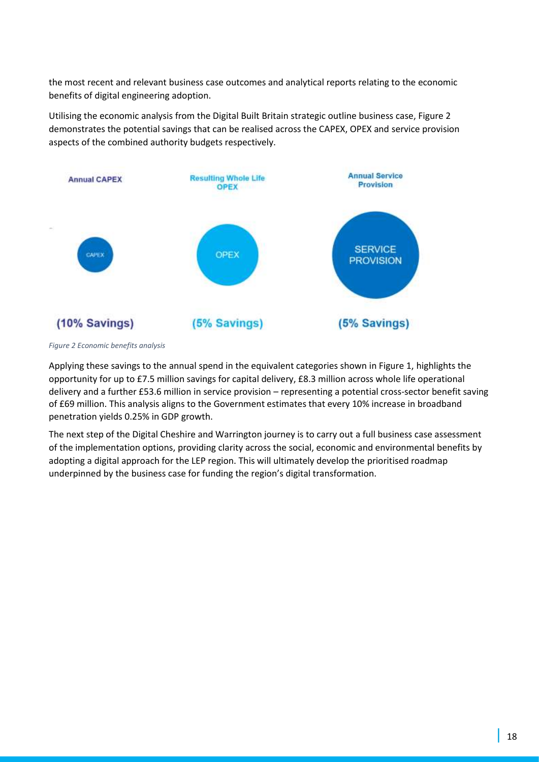the most recent and relevant business case outcomes and analytical reports relating to the economic benefits of digital engineering adoption.

Utilising the economic analysis from the Digital Built Britain strategic outline business case, Figure 2 demonstrates the potential savings that can be realised across the CAPEX, OPEX and service provision aspects of the combined authority budgets respectively.

| Annual CAPEX | Resulting Whole Life OPEX | Annual Service Provision |
| --- | --- | --- |
| CAPEX | OPEX | SERVICE PROVISION |
| (10% Savings) | (5% Savings) | (5% Savings) |

*Figure 2 Economic benefits analysis*

Applying these savings to the annual spend in the equivalent categories shown in Figure 1, highlights the opportunity for up to £7.5 million savings for capital delivery, £8.3 million across whole life operational delivery and a further £53.6 million in service provision – representing a potential cross-sector benefit saving of £69 million. This analysis aligns to the Government estimates that every 10% increase in broadband penetration yields 0.25% in GDP growth.

The next step of the Digital Cheshire and Warrington journey is to carry out a full business case assessment of the implementation options, providing clarity across the social, economic and environmental benefits by adopting a digital approach for the LEP region. This will ultimately develop the prioritised roadmap underpinned by the business case for funding the region's digital transformation.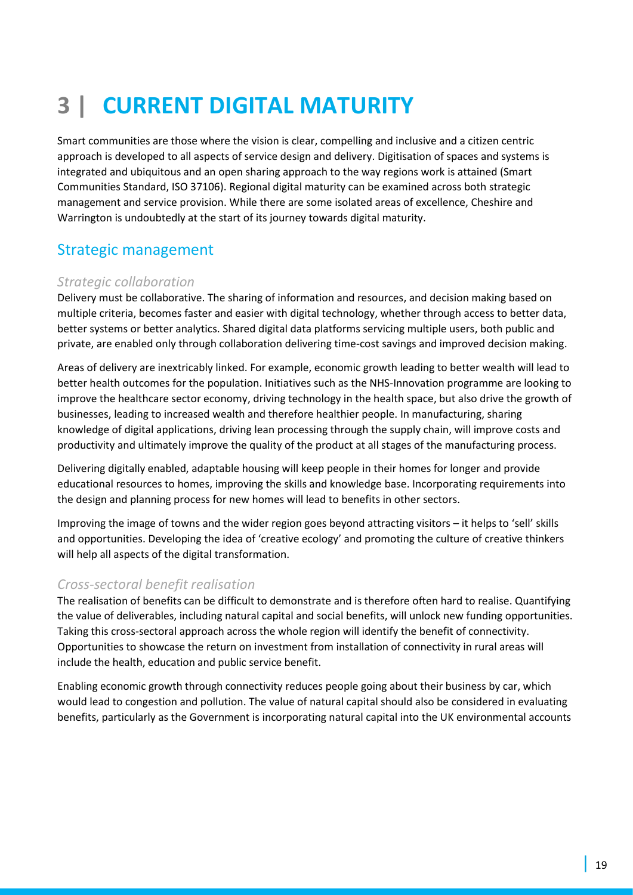# 3 | CURRENT DIGITAL MATURITY

Smart communities are those where the vision is clear, compelling and inclusive and a citizen centric approach is developed to all aspects of service design and delivery. Digitisation of spaces and systems is integrated and ubiquitous and an open sharing approach to the way regions work is attained (Smart Communities Standard, ISO 37106). Regional digital maturity can be examined across both strategic management and service provision. While there are some isolated areas of excellence, Cheshire and Warrington is undoubtedly at the start of its journey towards digital maturity.

## Strategic management

### *Strategic collaboration*

Delivery must be collaborative. The sharing of information and resources, and decision making based on multiple criteria, becomes faster and easier with digital technology, whether through access to better data, better systems or better analytics. Shared digital data platforms servicing multiple users, both public and private, are enabled only through collaboration delivering time-cost savings and improved decision making.

Areas of delivery are inextricably linked. For example, economic growth leading to better wealth will lead to better health outcomes for the population. Initiatives such as the NHS-Innovation programme are looking to improve the healthcare sector economy, driving technology in the health space, but also drive the growth of businesses, leading to increased wealth and therefore healthier people. In manufacturing, sharing knowledge of digital applications, driving lean processing through the supply chain, will improve costs and productivity and ultimately improve the quality of the product at all stages of the manufacturing process.

Delivering digitally enabled, adaptable housing will keep people in their homes for longer and provide educational resources to homes, improving the skills and knowledge base. Incorporating requirements into the design and planning process for new homes will lead to benefits in other sectors.

Improving the image of towns and the wider region goes beyond attracting visitors – it helps to 'sell' skills and opportunities. Developing the idea of 'creative ecology' and promoting the culture of creative thinkers will help all aspects of the digital transformation.

### *Cross-sectoral benefit realisation*

The realisation of benefits can be difficult to demonstrate and is therefore often hard to realise. Quantifying the value of deliverables, including natural capital and social benefits, will unlock new funding opportunities. Taking this cross-sectoral approach across the whole region will identify the benefit of connectivity. Opportunities to showcase the return on investment from installation of connectivity in rural areas will include the health, education and public service benefit.

Enabling economic growth through connectivity reduces people going about their business by car, which would lead to congestion and pollution. The value of natural capital should also be considered in evaluating benefits, particularly as the Government is incorporating natural capital into the UK environmental accounts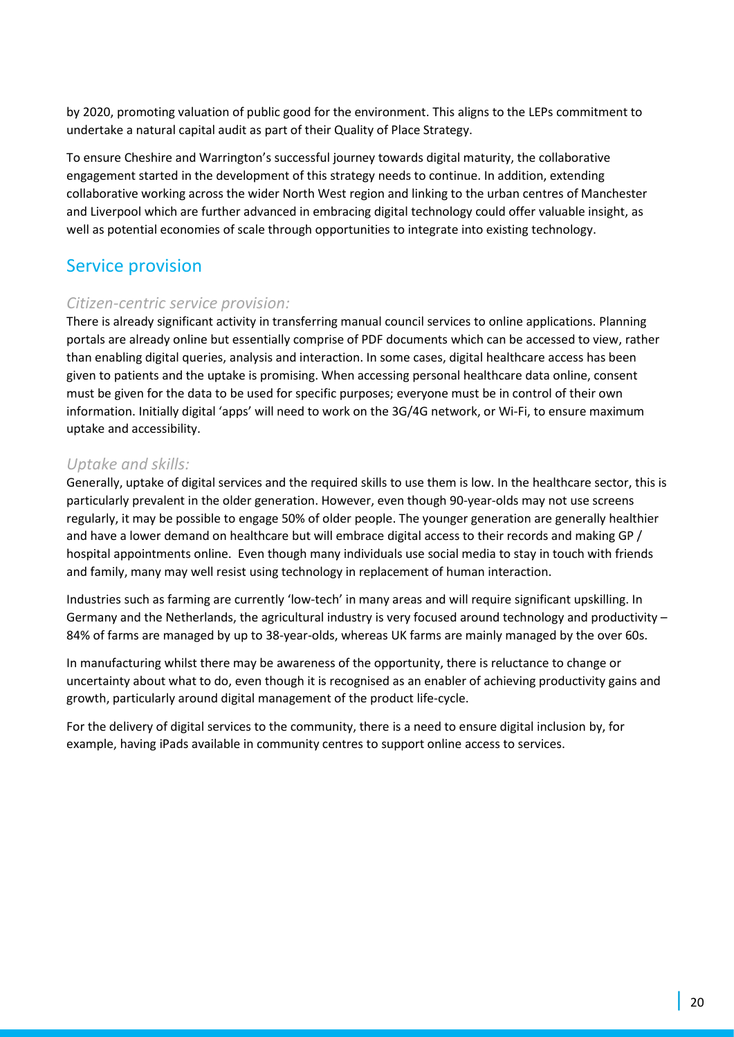by 2020, promoting valuation of public good for the environment. This aligns to the LEPs commitment to undertake a natural capital audit as part of their Quality of Place Strategy.

To ensure Cheshire and Warrington's successful journey towards digital maturity, the collaborative engagement started in the development of this strategy needs to continue. In addition, extending collaborative working across the wider North West region and linking to the urban centres of Manchester and Liverpool which are further advanced in embracing digital technology could offer valuable insight, as well as potential economies of scale through opportunities to integrate into existing technology.

## Service provision

### *Citizen-centric service provision:*

There is already significant activity in transferring manual council services to online applications. Planning portals are already online but essentially comprise of PDF documents which can be accessed to view, rather than enabling digital queries, analysis and interaction. In some cases, digital healthcare access has been given to patients and the uptake is promising. When accessing personal healthcare data online, consent must be given for the data to be used for specific purposes; everyone must be in control of their own information. Initially digital 'apps' will need to work on the 3G/4G network, or Wi-Fi, to ensure maximum uptake and accessibility.

### *Uptake and skills:*

Generally, uptake of digital services and the required skills to use them is low. In the healthcare sector, this is particularly prevalent in the older generation. However, even though 90-year-olds may not use screens regularly, it may be possible to engage 50% of older people. The younger generation are generally healthier and have a lower demand on healthcare but will embrace digital access to their records and making GP / hospital appointments online. Even though many individuals use social media to stay in touch with friends and family, many may well resist using technology in replacement of human interaction.

Industries such as farming are currently 'low-tech' in many areas and will require significant upskilling. In Germany and the Netherlands, the agricultural industry is very focused around technology and productivity – 84% of farms are managed by up to 38-year-olds, whereas UK farms are mainly managed by the over 60s.

In manufacturing whilst there may be awareness of the opportunity, there is reluctance to change or uncertainty about what to do, even though it is recognised as an enabler of achieving productivity gains and growth, particularly around digital management of the product life-cycle.

For the delivery of digital services to the community, there is a need to ensure digital inclusion by, for example, having iPads available in community centres to support online access to services.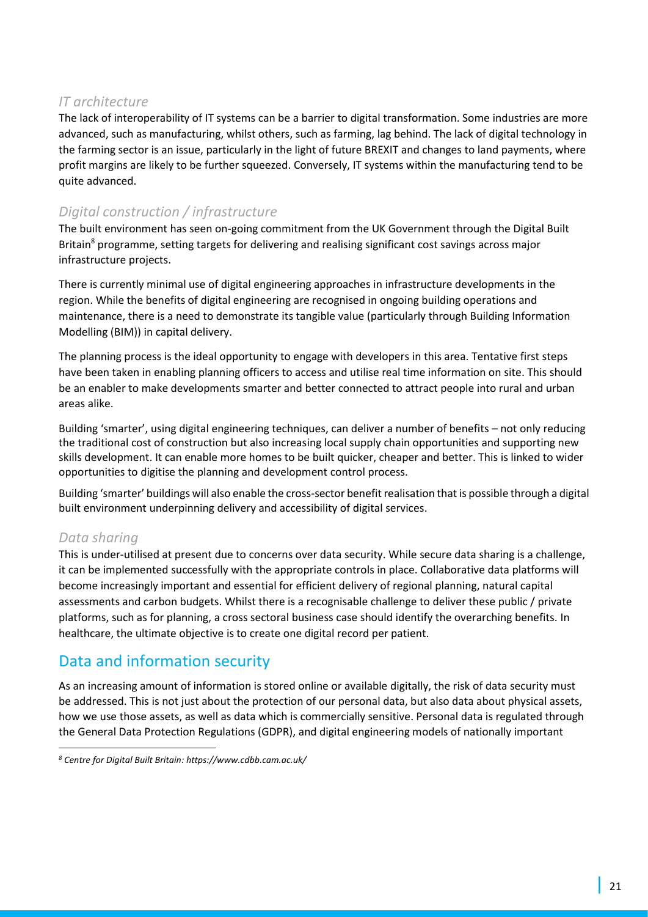### *IT architecture*

The lack of interoperability of IT systems can be a barrier to digital transformation. Some industries are more advanced, such as manufacturing, whilst others, such as farming, lag behind. The lack of digital technology in the farming sector is an issue, particularly in the light of future BREXIT and changes to land payments, where profit margins are likely to be further squeezed. Conversely, IT systems within the manufacturing tend to be quite advanced.

### *Digital construction / infrastructure*

The built environment has seen on-going commitment from the UK Government through the Digital Built Britain[8] programme, setting targets for delivering and realising significant cost savings across major infrastructure projects.

There is currently minimal use of digital engineering approaches in infrastructure developments in the region. While the benefits of digital engineering are recognised in ongoing building operations and maintenance, there is a need to demonstrate its tangible value (particularly through Building Information Modelling (BIM)) in capital delivery.

The planning process is the ideal opportunity to engage with developers in this area. Tentative first steps have been taken in enabling planning officers to access and utilise real time information on site. This should be an enabler to make developments smarter and better connected to attract people into rural and urban areas alike.

Building 'smarter', using digital engineering techniques, can deliver a number of benefits – not only reducing the traditional cost of construction but also increasing local supply chain opportunities and supporting new skills development. It can enable more homes to be built quicker, cheaper and better. This is linked to wider opportunities to digitise the planning and development control process.

Building 'smarter' buildings will also enable the cross-sector benefit realisation that is possible through a digital built environment underpinning delivery and accessibility of digital services.

### *Data sharing*

This is under-utilised at present due to concerns over data security. While secure data sharing is a challenge, it can be implemented successfully with the appropriate controls in place. Collaborative data platforms will become increasingly important and essential for efficient delivery of regional planning, natural capital assessments and carbon budgets. Whilst there is a recognisable challenge to deliver these public / private platforms, such as for planning, a cross sectoral business case should identify the overarching benefits. In healthcare, the ultimate objective is to create one digital record per patient.

## Data and information security

As an increasing amount of information is stored online or available digitally, the risk of data security must be addressed. This is not just about the protection of our personal data, but also data about physical assets, how we use those assets, as well as data which is commercially sensitive. Personal data is regulated through the General Data Protection Regulations (GDPR), and digital engineering models of nationally important

---

*[8] Centre for Digital Built Britain: https://www.cdbb.cam.ac.uk/*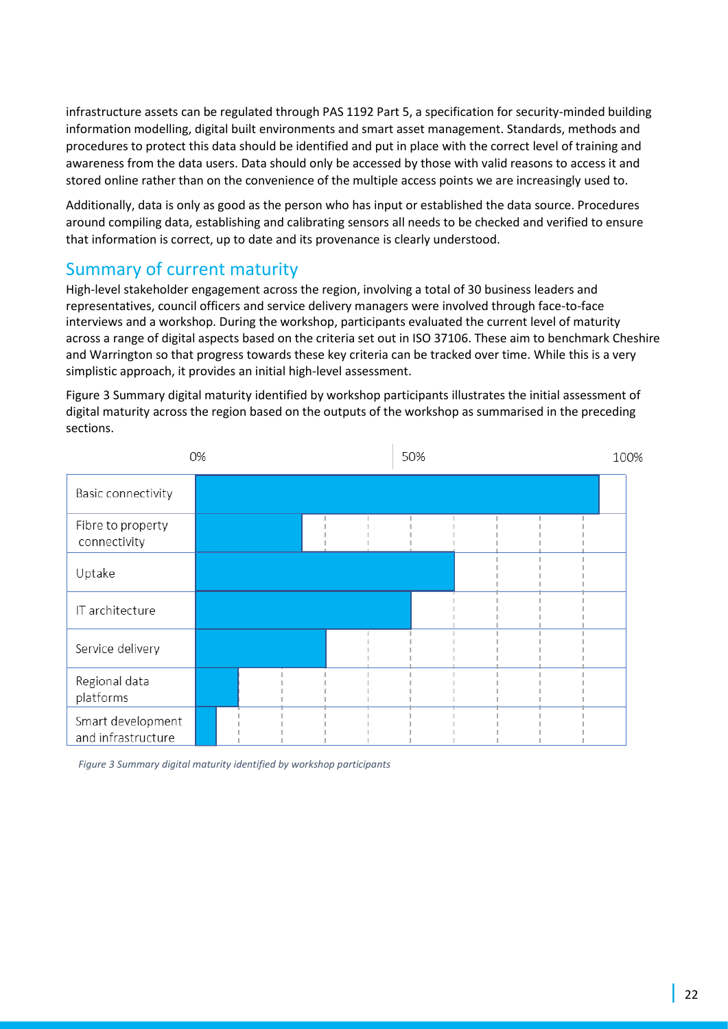infrastructure assets can be regulated through PAS 1192 Part 5, a specification for security-minded building information modelling, digital built environments and smart asset management. Standards, methods and procedures to protect this data should be identified and put in place with the correct level of training and awareness from the data users. Data should only be accessed by those with valid reasons to access it and stored online rather than on the convenience of the multiple access points we are increasingly used to.

Additionally, data is only as good as the person who has input or established the data source. Procedures around compiling data, establishing and calibrating sensors all needs to be checked and verified to ensure that information is correct, up to date and its provenance is clearly understood.

## Summary of current maturity

High-level stakeholder engagement across the region, involving a total of 30 business leaders and representatives, council officers and service delivery managers were involved through face-to-face interviews and a workshop. During the workshop, participants evaluated the current level of maturity across a range of digital aspects based on the criteria set out in ISO 37106. These aim to benchmark Cheshire and Warrington so that progress towards these key criteria can be tracked over time. While this is a very simplistic approach, it provides an initial high-level assessment.

Figure 3 Summary digital maturity identified by workshop participants illustrates the initial assessment of digital maturity across the region based on the outputs of the workshop as summarised in the preceding sections.

| | 0% | 50% | 100% |
|---|---|---|---|
| Basic connectivity | | | |
| Fibre to property connectivity | | | |
| Uptake | | | |
| IT architecture | | | |
| Service delivery | | | |
| Regional data platforms | | | |
| Smart development and infrastructure | | | |

*Figure 3 Summary digital maturity identified by workshop participants*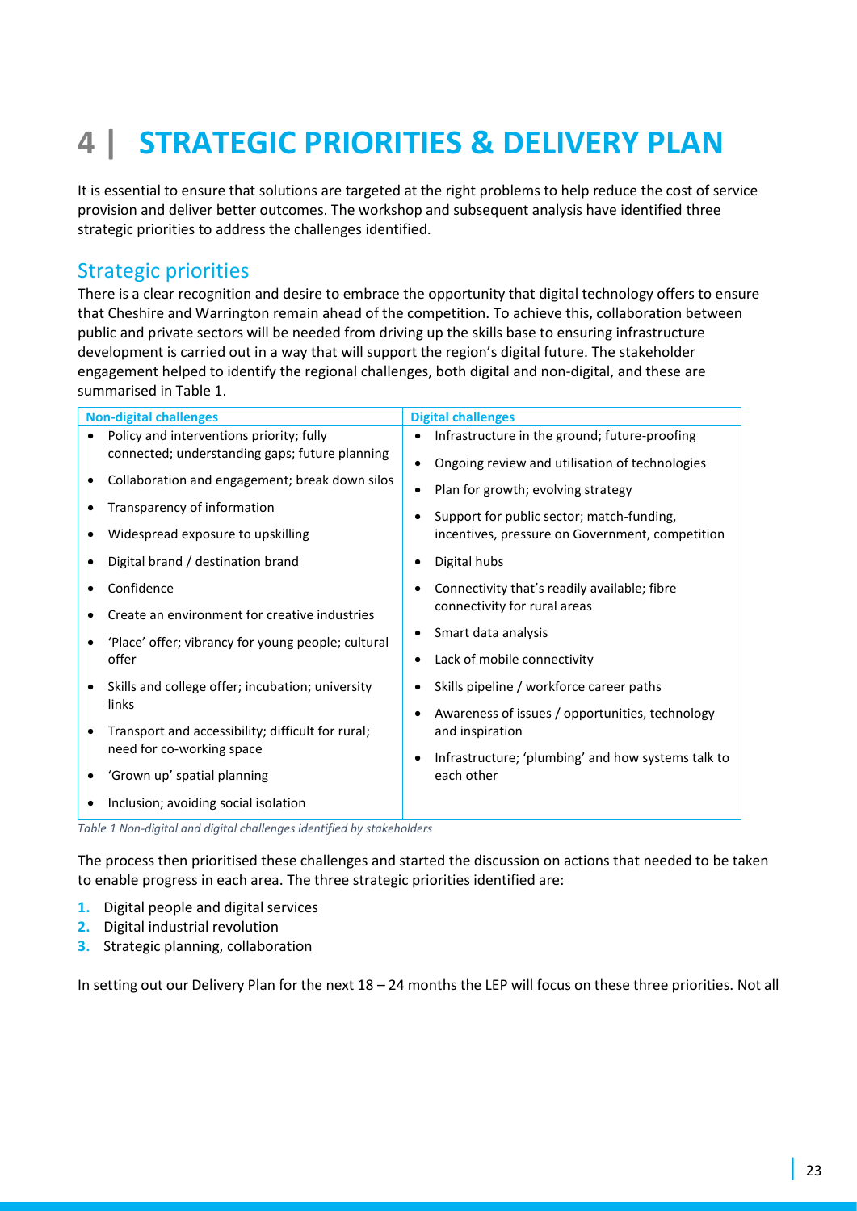# 4 | STRATEGIC PRIORITIES & DELIVERY PLAN

It is essential to ensure that solutions are targeted at the right problems to help reduce the cost of service provision and deliver better outcomes. The workshop and subsequent analysis have identified three strategic priorities to address the challenges identified.

## Strategic priorities

There is a clear recognition and desire to embrace the opportunity that digital technology offers to ensure that Cheshire and Warrington remain ahead of the competition. To achieve this, collaboration between public and private sectors will be needed from driving up the skills base to ensuring infrastructure development is carried out in a way that will support the region's digital future. The stakeholder engagement helped to identify the regional challenges, both digital and non-digital, and these are summarised in Table 1.

| Non-digital challenges | Digital challenges |
|---|---|
| • Policy and interventions priority; fully connected; understanding gaps; future planning<br>• Collaboration and engagement; break down silos<br>• Transparency of information<br>• Widespread exposure to upskilling<br>• Digital brand / destination brand<br>• Confidence<br>• Create an environment for creative industries<br>• 'Place' offer; vibrancy for young people; cultural offer<br>• Skills and college offer; incubation; university links<br>• Transport and accessibility; difficult for rural; need for co-working space<br>• 'Grown up' spatial planning<br>• Inclusion; avoiding social isolation | • Infrastructure in the ground; future-proofing<br>• Ongoing review and utilisation of technologies<br>• Plan for growth; evolving strategy<br>• Support for public sector; match-funding, incentives, pressure on Government, competition<br>• Digital hubs<br>• Connectivity that's readily available; fibre connectivity for rural areas<br>• Smart data analysis<br>• Lack of mobile connectivity<br>• Skills pipeline / workforce career paths<br>• Awareness of issues / opportunities, technology and inspiration<br>• Infrastructure; 'plumbing' and how systems talk to each other |

*Table 1 Non-digital and digital challenges identified by stakeholders*

The process then prioritised these challenges and started the discussion on actions that needed to be taken to enable progress in each area. The three strategic priorities identified are:

1. Digital people and digital services
2. Digital industrial revolution
3. Strategic planning, collaboration

In setting out our Delivery Plan for the next 18 – 24 months the LEP will focus on these three priorities. Not all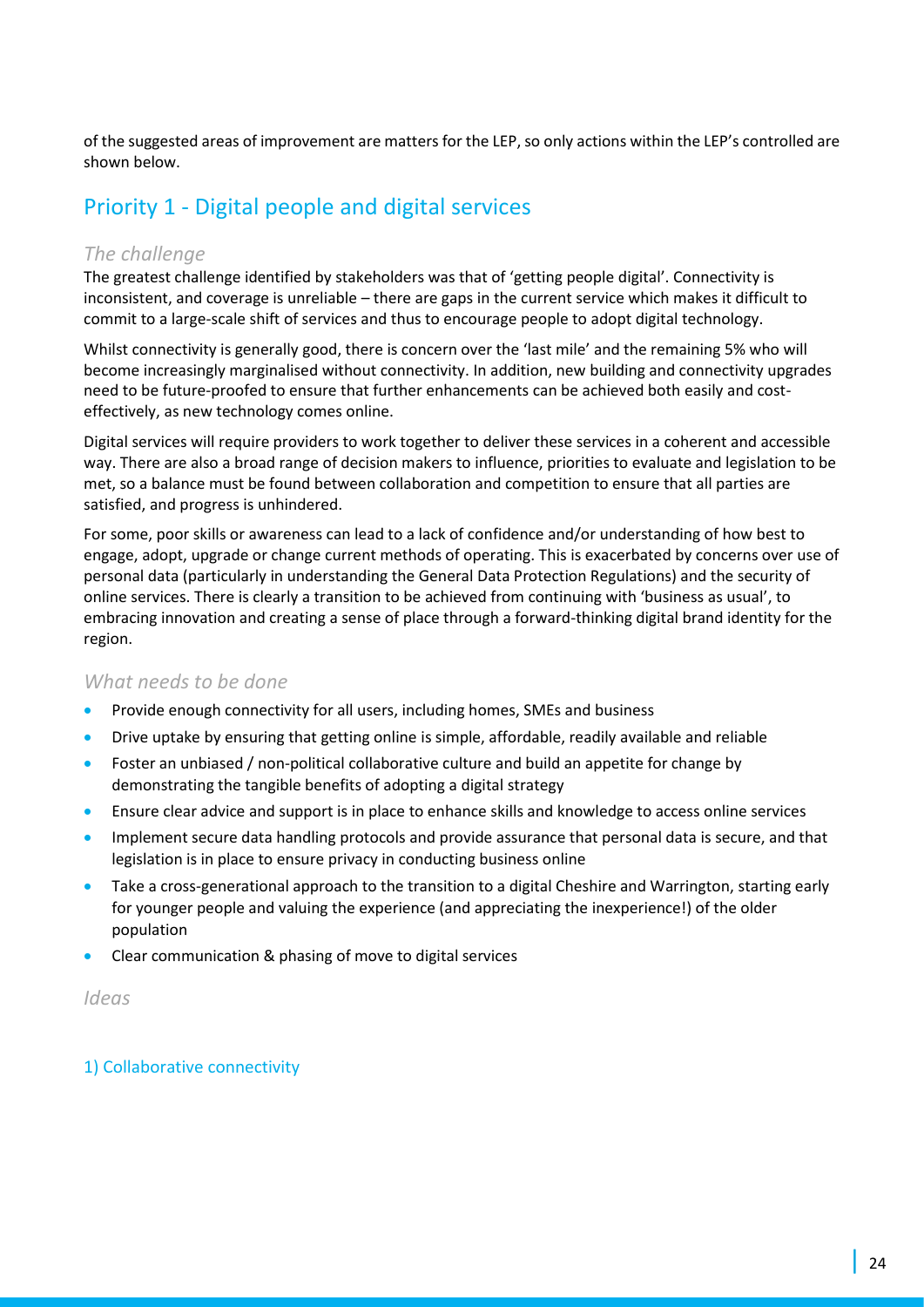of the suggested areas of improvement are matters for the LEP, so only actions within the LEP's controlled are shown below.

## Priority 1 - Digital people and digital services

### *The challenge*

The greatest challenge identified by stakeholders was that of 'getting people digital'. Connectivity is inconsistent, and coverage is unreliable – there are gaps in the current service which makes it difficult to commit to a large-scale shift of services and thus to encourage people to adopt digital technology.

Whilst connectivity is generally good, there is concern over the 'last mile' and the remaining 5% who will become increasingly marginalised without connectivity. In addition, new building and connectivity upgrades need to be future-proofed to ensure that further enhancements can be achieved both easily and cost-effectively, as new technology comes online.

Digital services will require providers to work together to deliver these services in a coherent and accessible way. There are also a broad range of decision makers to influence, priorities to evaluate and legislation to be met, so a balance must be found between collaboration and competition to ensure that all parties are satisfied, and progress is unhindered.

For some, poor skills or awareness can lead to a lack of confidence and/or understanding of how best to engage, adopt, upgrade or change current methods of operating. This is exacerbated by concerns over use of personal data (particularly in understanding the General Data Protection Regulations) and the security of online services. There is clearly a transition to be achieved from continuing with 'business as usual', to embracing innovation and creating a sense of place through a forward-thinking digital brand identity for the region.

### *What needs to be done*

- Provide enough connectivity for all users, including homes, SMEs and business
- Drive uptake by ensuring that getting online is simple, affordable, readily available and reliable
- Foster an unbiased / non-political collaborative culture and build an appetite for change by demonstrating the tangible benefits of adopting a digital strategy
- Ensure clear advice and support is in place to enhance skills and knowledge to access online services
- Implement secure data handling protocols and provide assurance that personal data is secure, and that legislation is in place to ensure privacy in conducting business online
- Take a cross-generational approach to the transition to a digital Cheshire and Warrington, starting early for younger people and valuing the experience (and appreciating the inexperience!) of the older population
- Clear communication & phasing of move to digital services

### *Ideas*

#### 1) Collaborative connectivity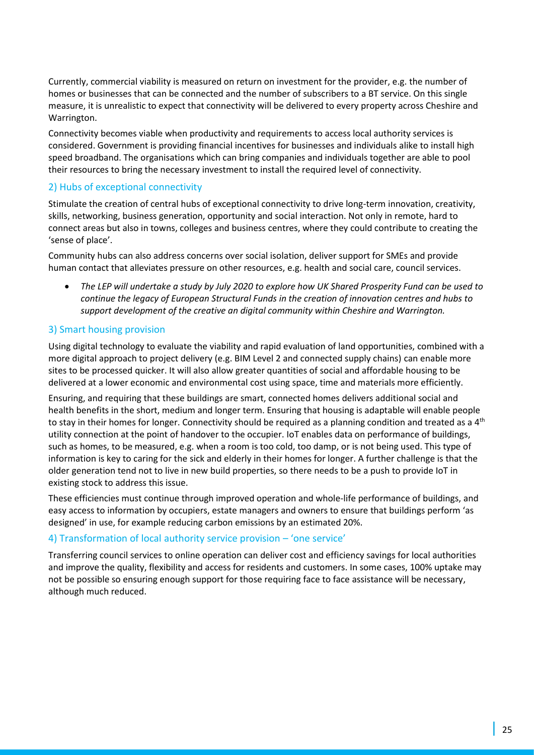Currently, commercial viability is measured on return on investment for the provider, e.g. the number of homes or businesses that can be connected and the number of subscribers to a BT service. On this single measure, it is unrealistic to expect that connectivity will be delivered to every property across Cheshire and Warrington.

Connectivity becomes viable when productivity and requirements to access local authority services is considered. Government is providing financial incentives for businesses and individuals alike to install high speed broadband. The organisations which can bring companies and individuals together are able to pool their resources to bring the necessary investment to install the required level of connectivity.

### 2) Hubs of exceptional connectivity

Stimulate the creation of central hubs of exceptional connectivity to drive long-term innovation, creativity, skills, networking, business generation, opportunity and social interaction. Not only in remote, hard to connect areas but also in towns, colleges and business centres, where they could contribute to creating the 'sense of place'.

Community hubs can also address concerns over social isolation, deliver support for SMEs and provide human contact that alleviates pressure on other resources, e.g. health and social care, council services.

- *The LEP will undertake a study by July 2020 to explore how UK Shared Prosperity Fund can be used to continue the legacy of European Structural Funds in the creation of innovation centres and hubs to support development of the creative an digital community within Cheshire and Warrington.*

### 3) Smart housing provision

Using digital technology to evaluate the viability and rapid evaluation of land opportunities, combined with a more digital approach to project delivery (e.g. BIM Level 2 and connected supply chains) can enable more sites to be processed quicker. It will also allow greater quantities of social and affordable housing to be delivered at a lower economic and environmental cost using space, time and materials more efficiently.

Ensuring, and requiring that these buildings are smart, connected homes delivers additional social and health benefits in the short, medium and longer term. Ensuring that housing is adaptable will enable people to stay in their homes for longer. Connectivity should be required as a planning condition and treated as a 4th utility connection at the point of handover to the occupier. IoT enables data on performance of buildings, such as homes, to be measured, e.g. when a room is too cold, too damp, or is not being used. This type of information is key to caring for the sick and elderly in their homes for longer. A further challenge is that the older generation tend not to live in new build properties, so there needs to be a push to provide IoT in existing stock to address this issue.

These efficiencies must continue through improved operation and whole-life performance of buildings, and easy access to information by occupiers, estate managers and owners to ensure that buildings perform 'as designed' in use, for example reducing carbon emissions by an estimated 20%.

### 4) Transformation of local authority service provision – 'one service'

Transferring council services to online operation can deliver cost and efficiency savings for local authorities and improve the quality, flexibility and access for residents and customers. In some cases, 100% uptake may not be possible so ensuring enough support for those requiring face to face assistance will be necessary, although much reduced.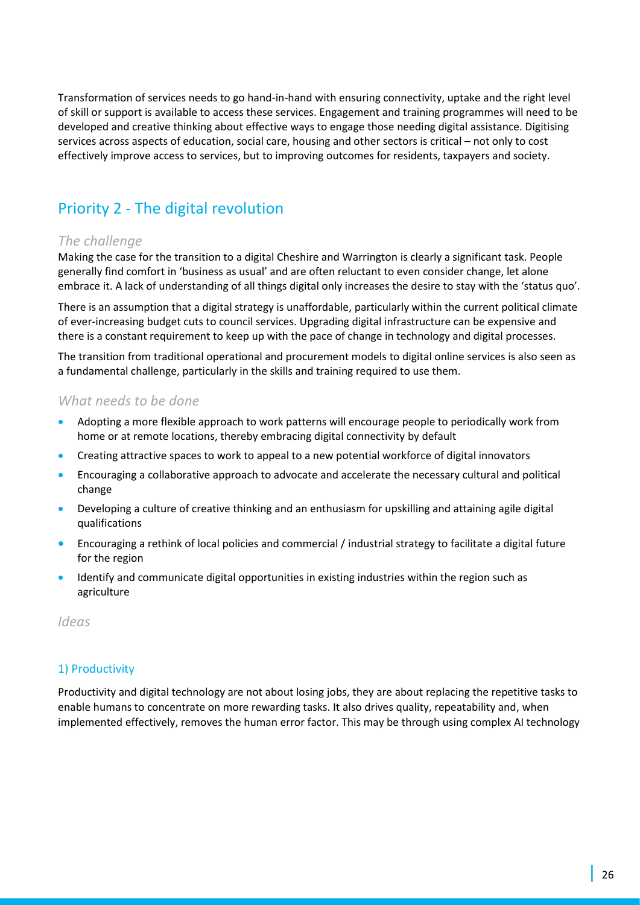Transformation of services needs to go hand-in-hand with ensuring connectivity, uptake and the right level of skill or support is available to access these services. Engagement and training programmes will need to be developed and creative thinking about effective ways to engage those needing digital assistance. Digitising services across aspects of education, social care, housing and other sectors is critical – not only to cost effectively improve access to services, but to improving outcomes for residents, taxpayers and society.

## Priority 2 - The digital revolution

### *The challenge*

Making the case for the transition to a digital Cheshire and Warrington is clearly a significant task. People generally find comfort in 'business as usual' and are often reluctant to even consider change, let alone embrace it. A lack of understanding of all things digital only increases the desire to stay with the 'status quo'.

There is an assumption that a digital strategy is unaffordable, particularly within the current political climate of ever-increasing budget cuts to council services. Upgrading digital infrastructure can be expensive and there is a constant requirement to keep up with the pace of change in technology and digital processes.

The transition from traditional operational and procurement models to digital online services is also seen as a fundamental challenge, particularly in the skills and training required to use them.

### *What needs to be done*

- Adopting a more flexible approach to work patterns will encourage people to periodically work from home or at remote locations, thereby embracing digital connectivity by default
- Creating attractive spaces to work to appeal to a new potential workforce of digital innovators
- Encouraging a collaborative approach to advocate and accelerate the necessary cultural and political change
- Developing a culture of creative thinking and an enthusiasm for upskilling and attaining agile digital qualifications
- Encouraging a rethink of local policies and commercial / industrial strategy to facilitate a digital future for the region
- Identify and communicate digital opportunities in existing industries within the region such as agriculture

### *Ideas*

#### 1) Productivity

Productivity and digital technology are not about losing jobs, they are about replacing the repetitive tasks to enable humans to concentrate on more rewarding tasks. It also drives quality, repeatability and, when implemented effectively, removes the human error factor. This may be through using complex AI technology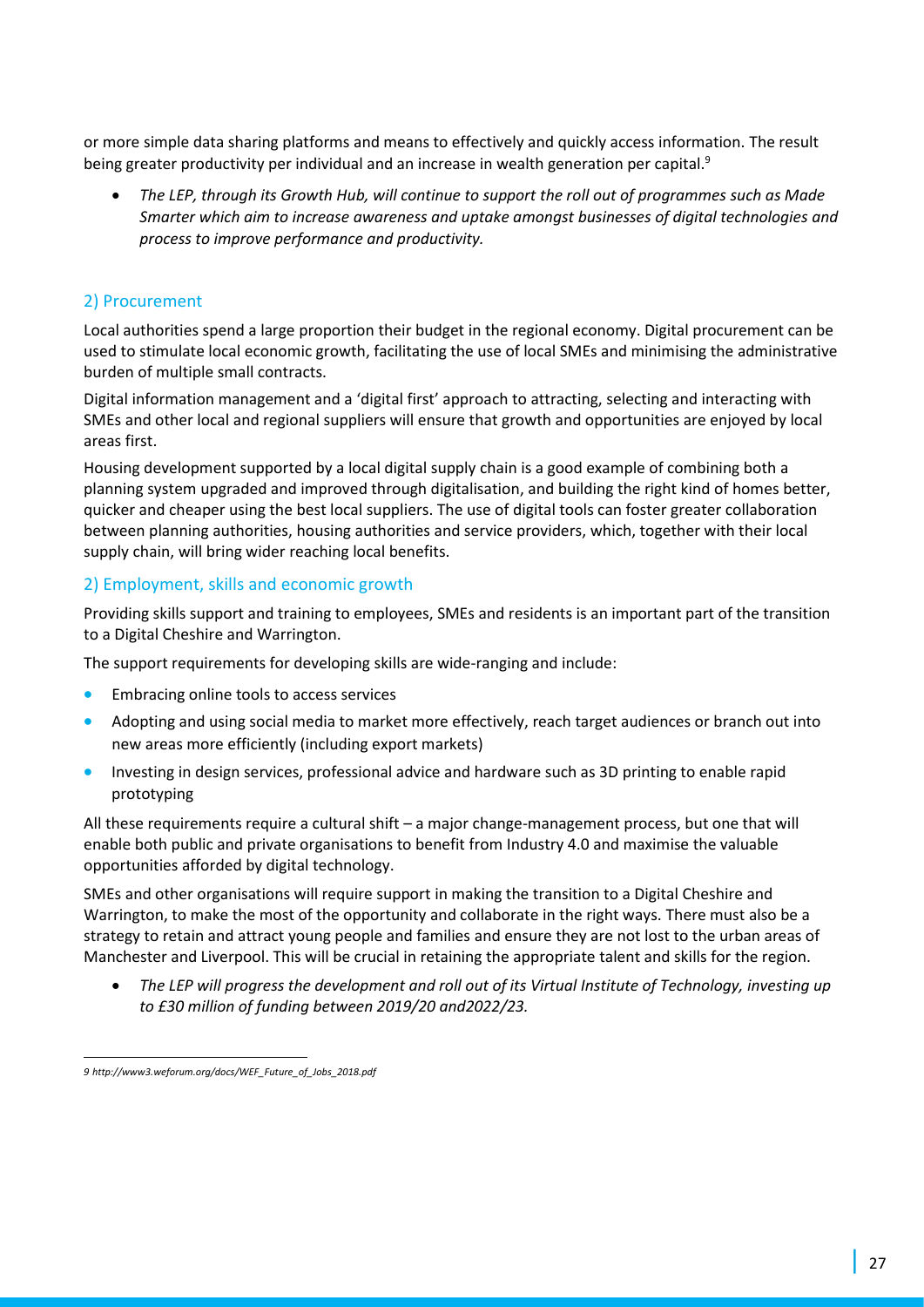or more simple data sharing platforms and means to effectively and quickly access information. The result being greater productivity per individual and an increase in wealth generation per capital.[9]

- *The LEP, through its Growth Hub, will continue to support the roll out of programmes such as Made Smarter which aim to increase awareness and uptake amongst businesses of digital technologies and process to improve performance and productivity.*

### 2) Procurement

Local authorities spend a large proportion their budget in the regional economy. Digital procurement can be used to stimulate local economic growth, facilitating the use of local SMEs and minimising the administrative burden of multiple small contracts.

Digital information management and a 'digital first' approach to attracting, selecting and interacting with SMEs and other local and regional suppliers will ensure that growth and opportunities are enjoyed by local areas first.

Housing development supported by a local digital supply chain is a good example of combining both a planning system upgraded and improved through digitalisation, and building the right kind of homes better, quicker and cheaper using the best local suppliers. The use of digital tools can foster greater collaboration between planning authorities, housing authorities and service providers, which, together with their local supply chain, will bring wider reaching local benefits.

### 2) Employment, skills and economic growth

Providing skills support and training to employees, SMEs and residents is an important part of the transition to a Digital Cheshire and Warrington.

The support requirements for developing skills are wide-ranging and include:

- Embracing online tools to access services
- Adopting and using social media to market more effectively, reach target audiences or branch out into new areas more efficiently (including export markets)
- Investing in design services, professional advice and hardware such as 3D printing to enable rapid prototyping

All these requirements require a cultural shift – a major change-management process, but one that will enable both public and private organisations to benefit from Industry 4.0 and maximise the valuable opportunities afforded by digital technology.

SMEs and other organisations will require support in making the transition to a Digital Cheshire and Warrington, to make the most of the opportunity and collaborate in the right ways. There must also be a strategy to retain and attract young people and families and ensure they are not lost to the urban areas of Manchester and Liverpool. This will be crucial in retaining the appropriate talent and skills for the region.

- *The LEP will progress the development and roll out of its Virtual Institute of Technology, investing up to £30 million of funding between 2019/20 and2022/23.*

---

*9 http://www3.weforum.org/docs/WEF_Future_of_Jobs_2018.pdf*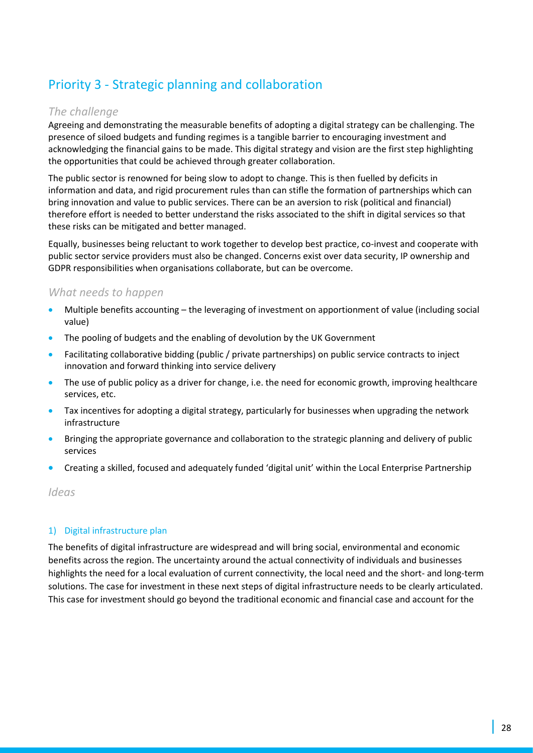## Priority 3 - Strategic planning and collaboration

### *The challenge*

Agreeing and demonstrating the measurable benefits of adopting a digital strategy can be challenging. The presence of siloed budgets and funding regimes is a tangible barrier to encouraging investment and acknowledging the financial gains to be made. This digital strategy and vision are the first step highlighting the opportunities that could be achieved through greater collaboration.

The public sector is renowned for being slow to adopt to change. This is then fuelled by deficits in information and data, and rigid procurement rules than can stifle the formation of partnerships which can bring innovation and value to public services. There can be an aversion to risk (political and financial) therefore effort is needed to better understand the risks associated to the shift in digital services so that these risks can be mitigated and better managed.

Equally, businesses being reluctant to work together to develop best practice, co-invest and cooperate with public sector service providers must also be changed. Concerns exist over data security, IP ownership and GDPR responsibilities when organisations collaborate, but can be overcome.

### *What needs to happen*

- Multiple benefits accounting – the leveraging of investment on apportionment of value (including social value)
- The pooling of budgets and the enabling of devolution by the UK Government
- Facilitating collaborative bidding (public / private partnerships) on public service contracts to inject innovation and forward thinking into service delivery
- The use of public policy as a driver for change, i.e. the need for economic growth, improving healthcare services, etc.
- Tax incentives for adopting a digital strategy, particularly for businesses when upgrading the network infrastructure
- Bringing the appropriate governance and collaboration to the strategic planning and delivery of public services
- Creating a skilled, focused and adequately funded 'digital unit' within the Local Enterprise Partnership

### *Ideas*

#### 1) Digital infrastructure plan

The benefits of digital infrastructure are widespread and will bring social, environmental and economic benefits across the region. The uncertainty around the actual connectivity of individuals and businesses highlights the need for a local evaluation of current connectivity, the local need and the short- and long-term solutions. The case for investment in these next steps of digital infrastructure needs to be clearly articulated. This case for investment should go beyond the traditional economic and financial case and account for the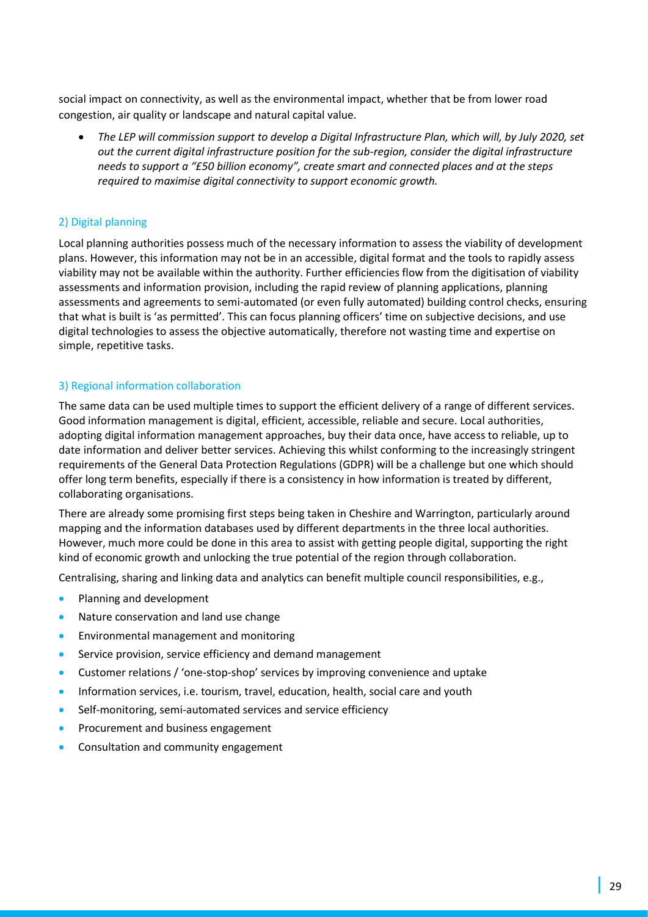social impact on connectivity, as well as the environmental impact, whether that be from lower road congestion, air quality or landscape and natural capital value.

- *The LEP will commission support to develop a Digital Infrastructure Plan, which will, by July 2020, set out the current digital infrastructure position for the sub-region, consider the digital infrastructure needs to support a "£50 billion economy", create smart and connected places and at the steps required to maximise digital connectivity to support economic growth.*

### 2) Digital planning

Local planning authorities possess much of the necessary information to assess the viability of development plans. However, this information may not be in an accessible, digital format and the tools to rapidly assess viability may not be available within the authority. Further efficiencies flow from the digitisation of viability assessments and information provision, including the rapid review of planning applications, planning assessments and agreements to semi-automated (or even fully automated) building control checks, ensuring that what is built is 'as permitted'. This can focus planning officers' time on subjective decisions, and use digital technologies to assess the objective automatically, therefore not wasting time and expertise on simple, repetitive tasks.

### 3) Regional information collaboration

The same data can be used multiple times to support the efficient delivery of a range of different services. Good information management is digital, efficient, accessible, reliable and secure. Local authorities, adopting digital information management approaches, buy their data once, have access to reliable, up to date information and deliver better services. Achieving this whilst conforming to the increasingly stringent requirements of the General Data Protection Regulations (GDPR) will be a challenge but one which should offer long term benefits, especially if there is a consistency in how information is treated by different, collaborating organisations.

There are already some promising first steps being taken in Cheshire and Warrington, particularly around mapping and the information databases used by different departments in the three local authorities. However, much more could be done in this area to assist with getting people digital, supporting the right kind of economic growth and unlocking the true potential of the region through collaboration.

Centralising, sharing and linking data and analytics can benefit multiple council responsibilities, e.g.,

- Planning and development
- Nature conservation and land use change
- Environmental management and monitoring
- Service provision, service efficiency and demand management
- Customer relations / 'one-stop-shop' services by improving convenience and uptake
- Information services, i.e. tourism, travel, education, health, social care and youth
- Self-monitoring, semi-automated services and service efficiency
- Procurement and business engagement
- Consultation and community engagement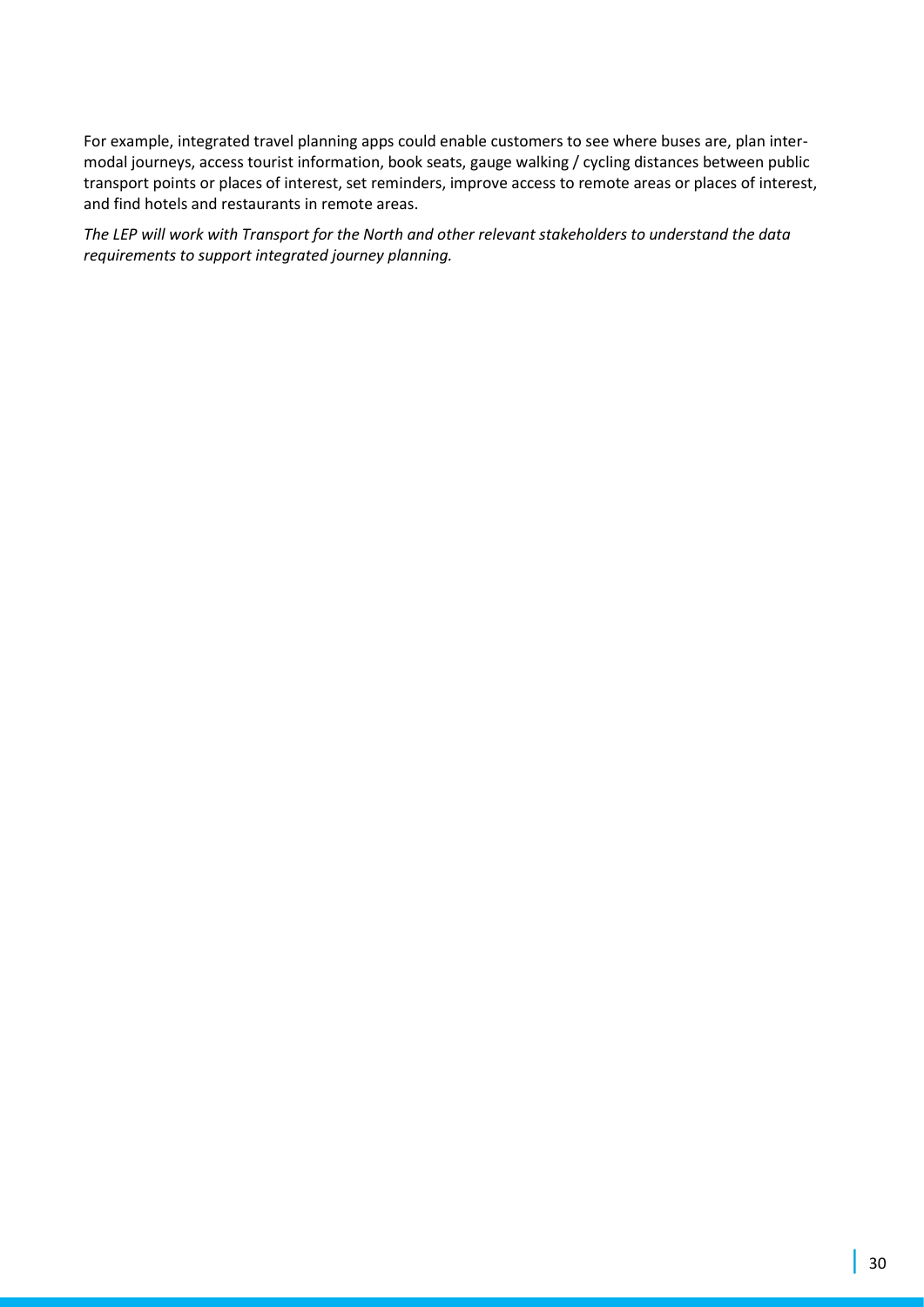For example, integrated travel planning apps could enable customers to see where buses are, plan inter-modal journeys, access tourist information, book seats, gauge walking / cycling distances between public transport points or places of interest, set reminders, improve access to remote areas or places of interest, and find hotels and restaurants in remote areas.

*The LEP will work with Transport for the North and other relevant stakeholders to understand the data requirements to support integrated journey planning.*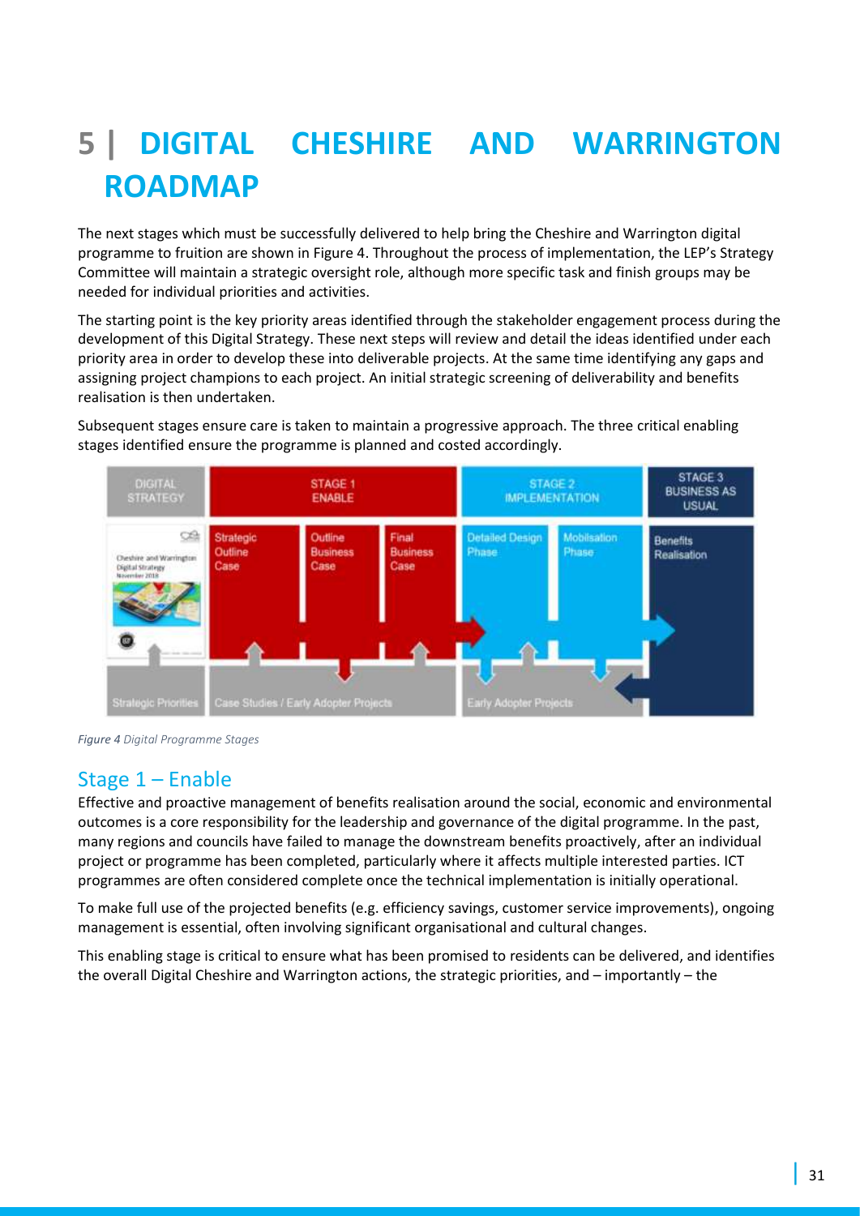# 5 | DIGITAL CHESHIRE AND WARRINGTON ROADMAP

The next stages which must be successfully delivered to help bring the Cheshire and Warrington digital programme to fruition are shown in Figure 4. Throughout the process of implementation, the LEP's Strategy Committee will maintain a strategic oversight role, although more specific task and finish groups may be needed for individual priorities and activities.

The starting point is the key priority areas identified through the stakeholder engagement process during the development of this Digital Strategy. These next steps will review and detail the ideas identified under each priority area in order to develop these into deliverable projects. At the same time identifying any gaps and assigning project champions to each project. An initial strategic screening of deliverability and benefits realisation is then undertaken.

Subsequent stages ensure care is taken to maintain a progressive approach. The three critical enabling stages identified ensure the programme is planned and costed accordingly.

*Figure 4* Digital Programme Stages

## Stage 1 – Enable

Effective and proactive management of benefits realisation around the social, economic and environmental outcomes is a core responsibility for the leadership and governance of the digital programme. In the past, many regions and councils have failed to manage the downstream benefits proactively, after an individual project or programme has been completed, particularly where it affects multiple interested parties. ICT programmes are often considered complete once the technical implementation is initially operational.

To make full use of the projected benefits (e.g. efficiency savings, customer service improvements), ongoing management is essential, often involving significant organisational and cultural changes.

This enabling stage is critical to ensure what has been promised to residents can be delivered, and identifies the overall Digital Cheshire and Warrington actions, the strategic priorities, and – importantly – the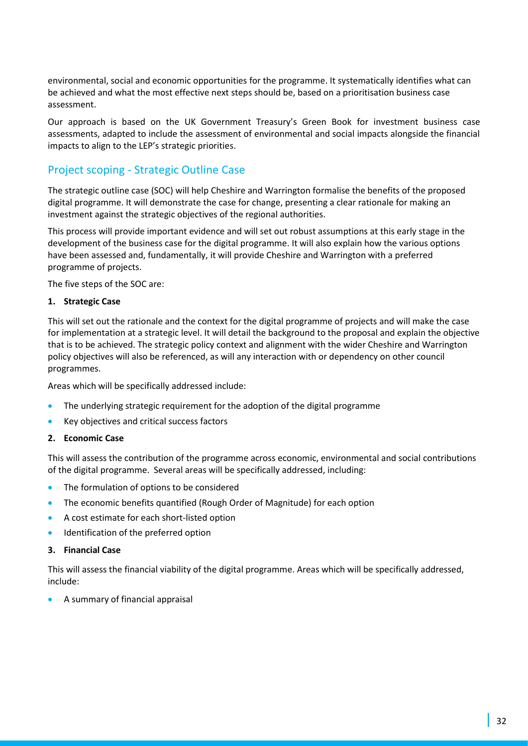environmental, social and economic opportunities for the programme. It systematically identifies what can be achieved and what the most effective next steps should be, based on a prioritisation business case assessment.

Our approach is based on the UK Government Treasury's Green Book for investment business case assessments, adapted to include the assessment of environmental and social impacts alongside the financial impacts to align to the LEP's strategic priorities.

## Project scoping - Strategic Outline Case

The strategic outline case (SOC) will help Cheshire and Warrington formalise the benefits of the proposed digital programme. It will demonstrate the case for change, presenting a clear rationale for making an investment against the strategic objectives of the regional authorities.

This process will provide important evidence and will set out robust assumptions at this early stage in the development of the business case for the digital programme. It will also explain how the various options have been assessed and, fundamentally, it will provide Cheshire and Warrington with a preferred programme of projects.

The five steps of the SOC are:

**1. Strategic Case**

This will set out the rationale and the context for the digital programme of projects and will make the case for implementation at a strategic level. It will detail the background to the proposal and explain the objective that is to be achieved. The strategic policy context and alignment with the wider Cheshire and Warrington policy objectives will also be referenced, as will any interaction with or dependency on other council programmes.

Areas which will be specifically addressed include:

- The underlying strategic requirement for the adoption of the digital programme
- Key objectives and critical success factors

**2. Economic Case**

This will assess the contribution of the programme across economic, environmental and social contributions of the digital programme. Several areas will be specifically addressed, including:

- The formulation of options to be considered
- The economic benefits quantified (Rough Order of Magnitude) for each option
- A cost estimate for each short-listed option
- Identification of the preferred option

**3. Financial Case**

This will assess the financial viability of the digital programme. Areas which will be specifically addressed, include:

- A summary of financial appraisal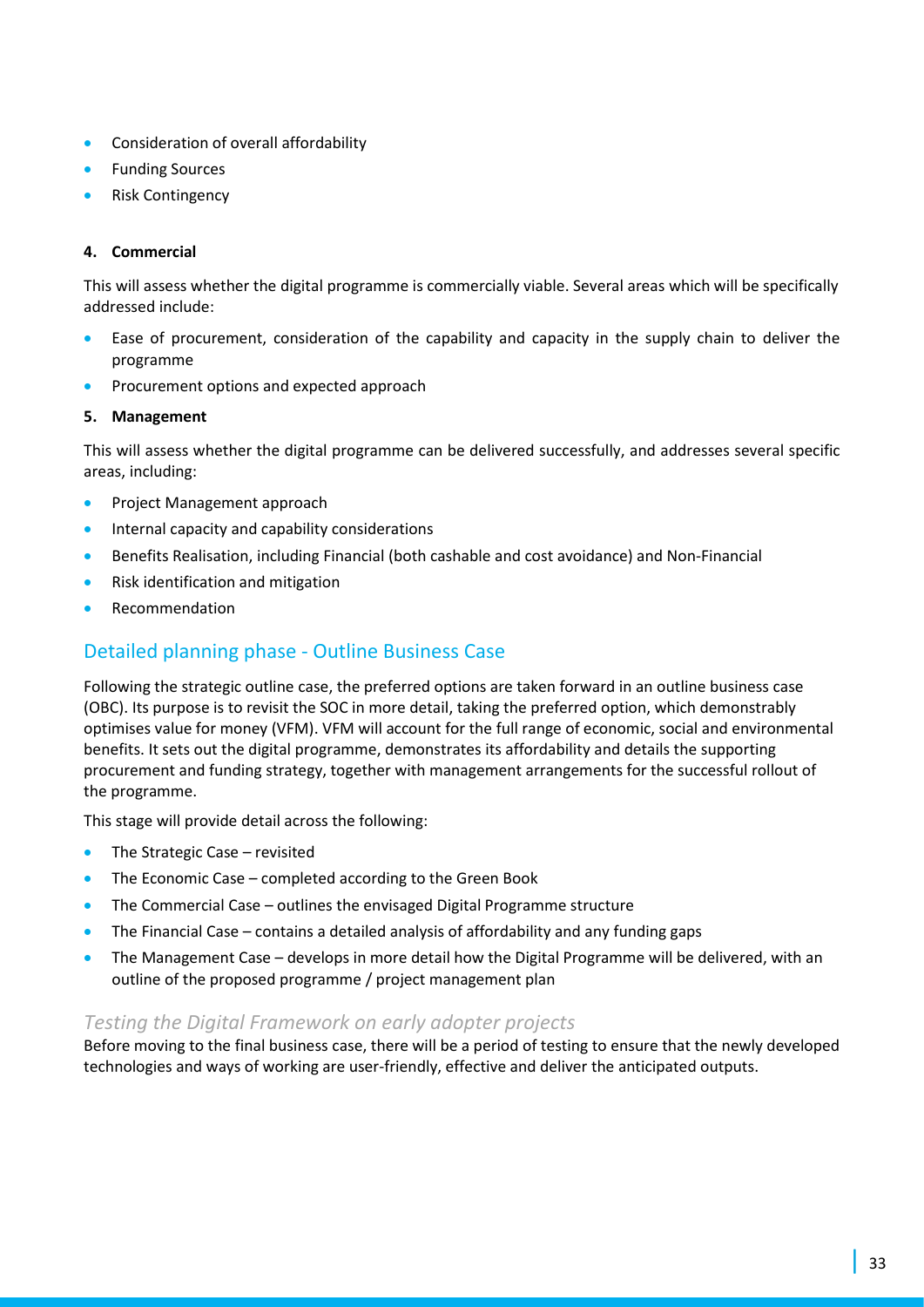- Consideration of overall affordability
- Funding Sources
- Risk Contingency

**4. Commercial**

This will assess whether the digital programme is commercially viable. Several areas which will be specifically addressed include:

- Ease of procurement, consideration of the capability and capacity in the supply chain to deliver the programme
- Procurement options and expected approach

**5. Management**

This will assess whether the digital programme can be delivered successfully, and addresses several specific areas, including:

- Project Management approach
- Internal capacity and capability considerations
- Benefits Realisation, including Financial (both cashable and cost avoidance) and Non-Financial
- Risk identification and mitigation
- Recommendation

## Detailed planning phase - Outline Business Case

Following the strategic outline case, the preferred options are taken forward in an outline business case (OBC). Its purpose is to revisit the SOC in more detail, taking the preferred option, which demonstrably optimises value for money (VFM). VFM will account for the full range of economic, social and environmental benefits. It sets out the digital programme, demonstrates its affordability and details the supporting procurement and funding strategy, together with management arrangements for the successful rollout of the programme.

This stage will provide detail across the following:

- The Strategic Case – revisited
- The Economic Case – completed according to the Green Book
- The Commercial Case – outlines the envisaged Digital Programme structure
- The Financial Case – contains a detailed analysis of affordability and any funding gaps
- The Management Case – develops in more detail how the Digital Programme will be delivered, with an outline of the proposed programme / project management plan

### *Testing the Digital Framework on early adopter projects*

Before moving to the final business case, there will be a period of testing to ensure that the newly developed technologies and ways of working are user-friendly, effective and deliver the anticipated outputs.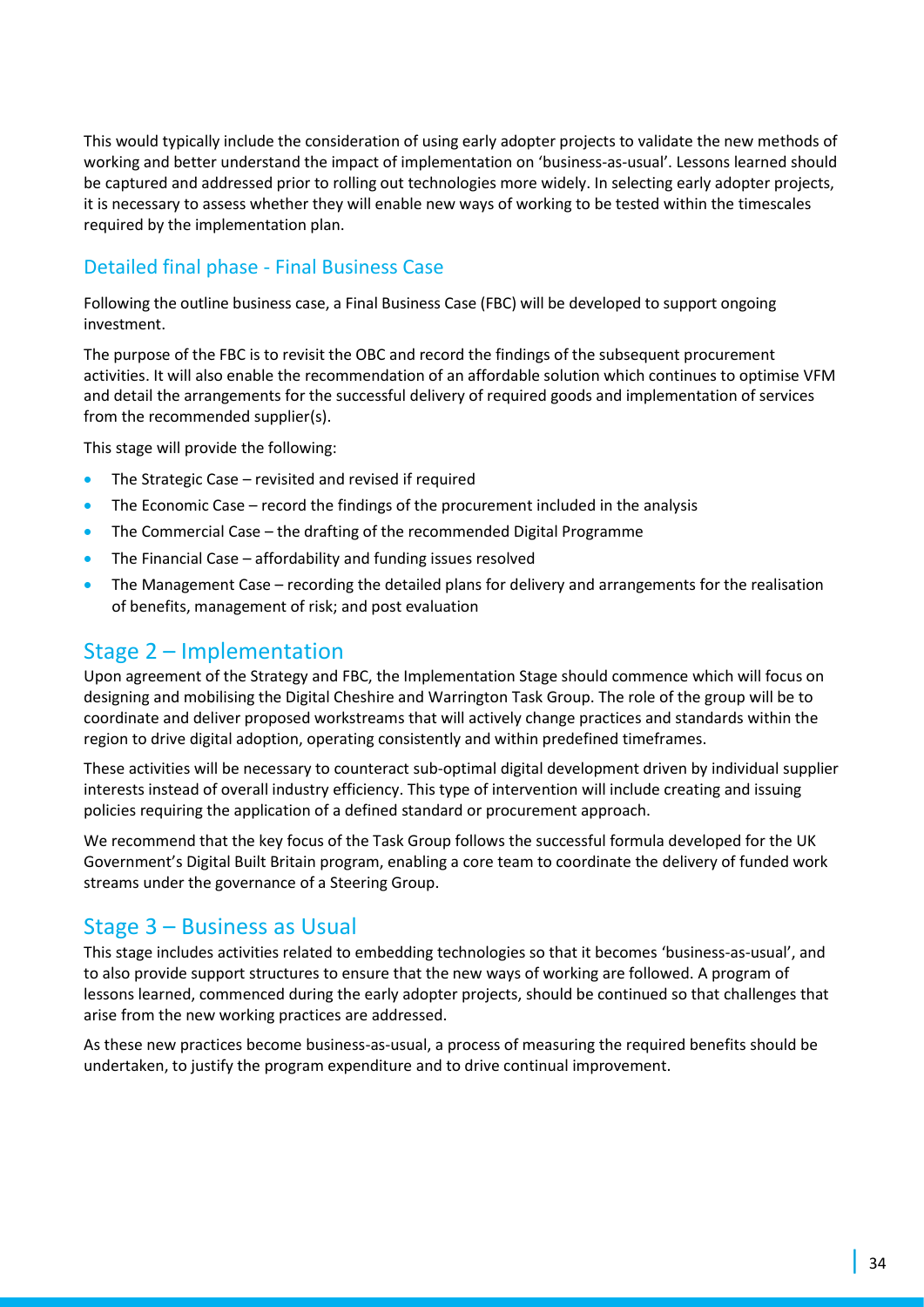This would typically include the consideration of using early adopter projects to validate the new methods of working and better understand the impact of implementation on 'business-as-usual'. Lessons learned should be captured and addressed prior to rolling out technologies more widely. In selecting early adopter projects, it is necessary to assess whether they will enable new ways of working to be tested within the timescales required by the implementation plan.

### Detailed final phase - Final Business Case

Following the outline business case, a Final Business Case (FBC) will be developed to support ongoing investment.

The purpose of the FBC is to revisit the OBC and record the findings of the subsequent procurement activities. It will also enable the recommendation of an affordable solution which continues to optimise VFM and detail the arrangements for the successful delivery of required goods and implementation of services from the recommended supplier(s).

This stage will provide the following:

- The Strategic Case – revisited and revised if required
- The Economic Case – record the findings of the procurement included in the analysis
- The Commercial Case – the drafting of the recommended Digital Programme
- The Financial Case – affordability and funding issues resolved
- The Management Case – recording the detailed plans for delivery and arrangements for the realisation of benefits, management of risk; and post evaluation

## Stage 2 – Implementation

Upon agreement of the Strategy and FBC, the Implementation Stage should commence which will focus on designing and mobilising the Digital Cheshire and Warrington Task Group. The role of the group will be to coordinate and deliver proposed workstreams that will actively change practices and standards within the region to drive digital adoption, operating consistently and within predefined timeframes.

These activities will be necessary to counteract sub-optimal digital development driven by individual supplier interests instead of overall industry efficiency. This type of intervention will include creating and issuing policies requiring the application of a defined standard or procurement approach.

We recommend that the key focus of the Task Group follows the successful formula developed for the UK Government's Digital Built Britain program, enabling a core team to coordinate the delivery of funded work streams under the governance of a Steering Group.

## Stage 3 – Business as Usual

This stage includes activities related to embedding technologies so that it becomes 'business-as-usual', and to also provide support structures to ensure that the new ways of working are followed. A program of lessons learned, commenced during the early adopter projects, should be continued so that challenges that arise from the new working practices are addressed.

As these new practices become business-as-usual, a process of measuring the required benefits should be undertaken, to justify the program expenditure and to drive continual improvement.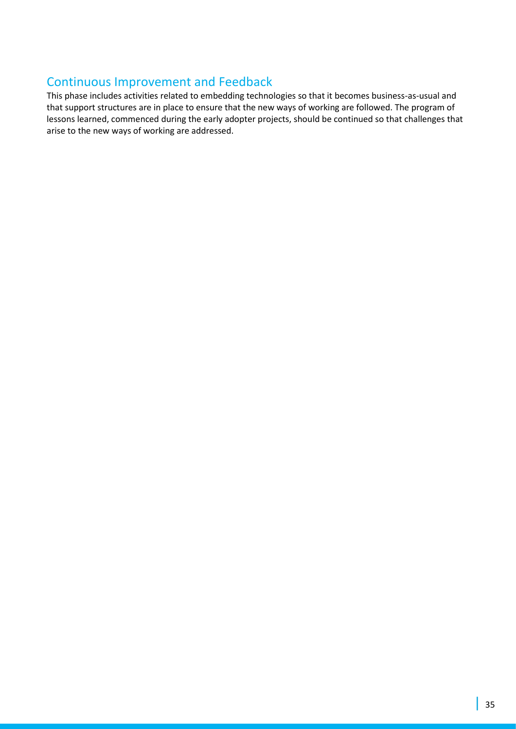## Continuous Improvement and Feedback

This phase includes activities related to embedding technologies so that it becomes business-as-usual and that support structures are in place to ensure that the new ways of working are followed. The program of lessons learned, commenced during the early adopter projects, should be continued so that challenges that arise to the new ways of working are addressed.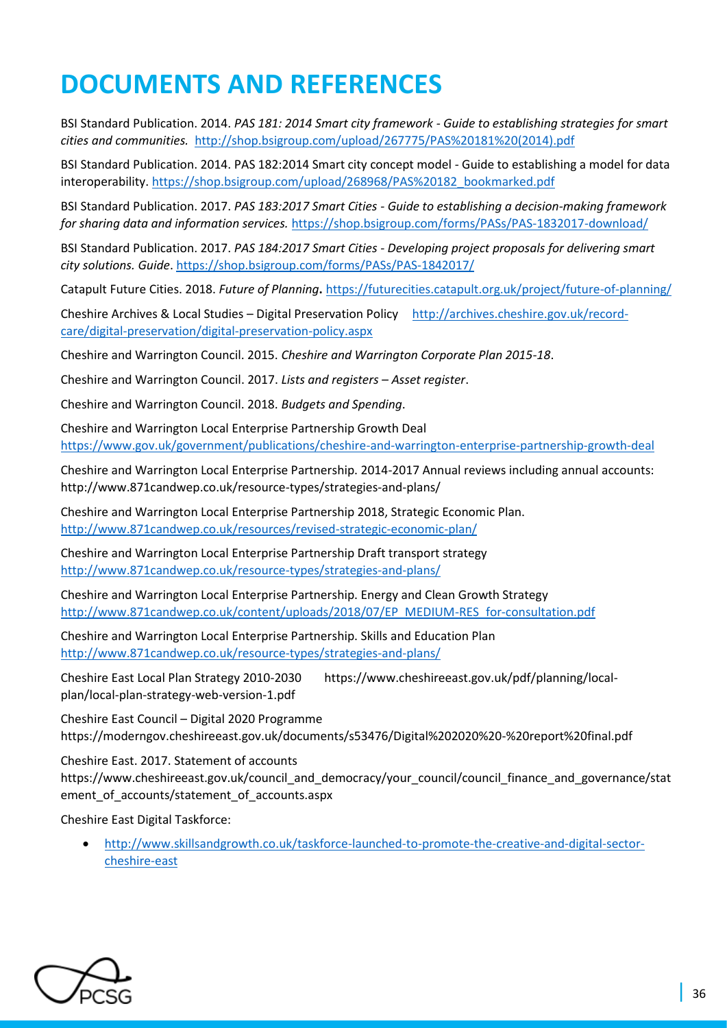# DOCUMENTS AND REFERENCES

BSI Standard Publication. 2014. *PAS 181: 2014 Smart city framework - Guide to establishing strategies for smart cities and communities.* http://shop.bsigroup.com/upload/267775/PAS%20181%20(2014).pdf

BSI Standard Publication. 2014. PAS 182:2014 Smart city concept model - Guide to establishing a model for data interoperability. https://shop.bsigroup.com/upload/268968/PAS%20182_bookmarked.pdf

BSI Standard Publication. 2017. *PAS 183:2017 Smart Cities - Guide to establishing a decision-making framework for sharing data and information services.* https://shop.bsigroup.com/forms/PASs/PAS-1832017-download/

BSI Standard Publication. 2017. *PAS 184:2017 Smart Cities - Developing project proposals for delivering smart city solutions. Guide*. https://shop.bsigroup.com/forms/PASs/PAS-1842017/

Catapult Future Cities. 2018. *Future of Planning***.** https://futurecities.catapult.org.uk/project/future-of-planning/

Cheshire Archives & Local Studies – Digital Preservation Policy http://archives.cheshire.gov.uk/record-care/digital-preservation/digital-preservation-policy.aspx

Cheshire and Warrington Council. 2015. *Cheshire and Warrington Corporate Plan 2015-18*.

Cheshire and Warrington Council. 2017. *Lists and registers – Asset register*.

Cheshire and Warrington Council. 2018. *Budgets and Spending*.

Cheshire and Warrington Local Enterprise Partnership Growth Deal https://www.gov.uk/government/publications/cheshire-and-warrington-enterprise-partnership-growth-deal

Cheshire and Warrington Local Enterprise Partnership. 2014-2017 Annual reviews including annual accounts: http://www.871candwep.co.uk/resource-types/strategies-and-plans/

Cheshire and Warrington Local Enterprise Partnership 2018, Strategic Economic Plan. http://www.871candwep.co.uk/resources/revised-strategic-economic-plan/

Cheshire and Warrington Local Enterprise Partnership Draft transport strategy http://www.871candwep.co.uk/resource-types/strategies-and-plans/

Cheshire and Warrington Local Enterprise Partnership. Energy and Clean Growth Strategy http://www.871candwep.co.uk/content/uploads/2018/07/EP_MEDIUM-RES_for-consultation.pdf

Cheshire and Warrington Local Enterprise Partnership. Skills and Education Plan http://www.871candwep.co.uk/resource-types/strategies-and-plans/

Cheshire East Local Plan Strategy 2010-2030 https://www.cheshireeast.gov.uk/pdf/planning/local-plan/local-plan-strategy-web-version-1.pdf

Cheshire East Council – Digital 2020 Programme https://moderngov.cheshireeast.gov.uk/documents/s53476/Digital%202020%20-%20report%20final.pdf

Cheshire East. 2017. Statement of accounts https://www.cheshireeast.gov.uk/council_and_democracy/your_council/council_finance_and_governance/statement_of_accounts/statement_of_accounts.aspx

Cheshire East Digital Taskforce:

- http://www.skillsandgrowth.co.uk/taskforce-launched-to-promote-the-creative-and-digital-sector-cheshire-east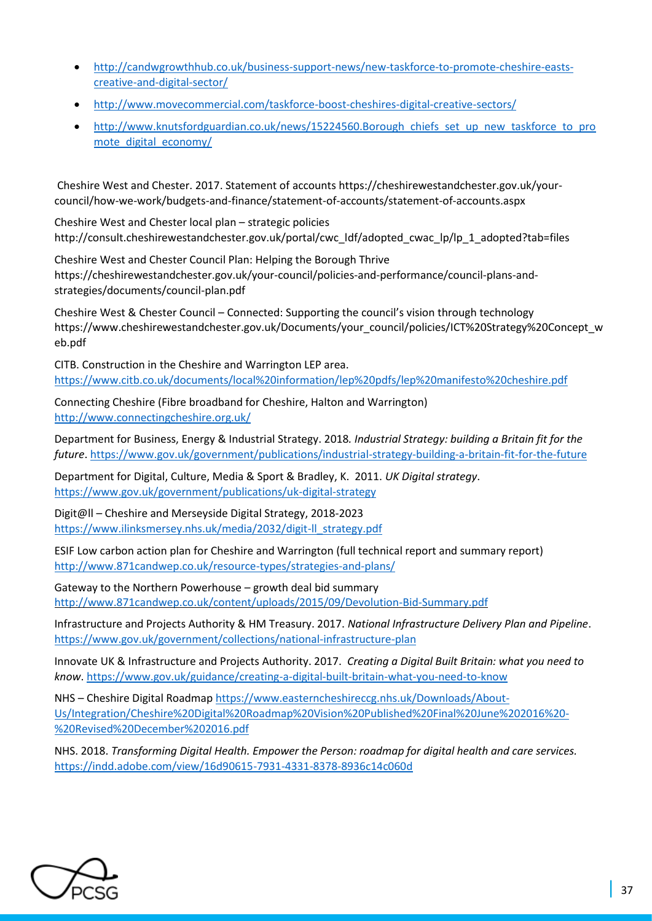- http://candwgrowthhub.co.uk/business-support-news/new-taskforce-to-promote-cheshire-easts-creative-and-digital-sector/
- http://www.movecommercial.com/taskforce-boost-cheshires-digital-creative-sectors/
- http://www.knutsfordguardian.co.uk/news/15224560.Borough_chiefs_set_up_new_taskforce_to_promote_digital_economy/

Cheshire West and Chester. 2017. Statement of accounts https://cheshirewestandchester.gov.uk/your-council/how-we-work/budgets-and-finance/statement-of-accounts/statement-of-accounts.aspx

Cheshire West and Chester local plan – strategic policies http://consult.cheshirewestandchester.gov.uk/portal/cwc_ldf/adopted_cwac_lp/lp_1_adopted?tab=files

Cheshire West and Chester Council Plan: Helping the Borough Thrive https://cheshirewestandchester.gov.uk/your-council/policies-and-performance/council-plans-and-strategies/documents/council-plan.pdf

Cheshire West & Chester Council – Connected: Supporting the council's vision through technology https://www.cheshirewestandchester.gov.uk/Documents/your_council/policies/ICT%20Strategy%20Concept_web.pdf

CITB. Construction in the Cheshire and Warrington LEP area. https://www.citb.co.uk/documents/local%20information/lep%20pdfs/lep%20manifesto%20cheshire.pdf

Connecting Cheshire (Fibre broadband for Cheshire, Halton and Warrington) http://www.connectingcheshire.org.uk/

Department for Business, Energy & Industrial Strategy. 2018. *Industrial Strategy: building a Britain fit for the future*. https://www.gov.uk/government/publications/industrial-strategy-building-a-britain-fit-for-the-future

Department for Digital, Culture, Media & Sport & Bradley, K. 2011. *UK Digital strategy*. https://www.gov.uk/government/publications/uk-digital-strategy

Digit@ll – Cheshire and Merseyside Digital Strategy, 2018-2023 https://www.ilinksmersey.nhs.uk/media/2032/digit-ll_strategy.pdf

ESIF Low carbon action plan for Cheshire and Warrington (full technical report and summary report) http://www.871candwep.co.uk/resource-types/strategies-and-plans/

Gateway to the Northern Powerhouse – growth deal bid summary http://www.871candwep.co.uk/content/uploads/2015/09/Devolution-Bid-Summary.pdf

Infrastructure and Projects Authority & HM Treasury. 2017. *National Infrastructure Delivery Plan and Pipeline*. https://www.gov.uk/government/collections/national-infrastructure-plan

Innovate UK & Infrastructure and Projects Authority. 2017. *Creating a Digital Built Britain: what you need to know*. https://www.gov.uk/guidance/creating-a-digital-built-britain-what-you-need-to-know

NHS – Cheshire Digital Roadmap https://www.easterncheshireccg.nhs.uk/Downloads/About-Us/Integration/Cheshire%20Digital%20Roadmap%20Vision%20Published%20Final%20June%202016%20-%20Revised%20December%202016.pdf

NHS. 2018. *Transforming Digital Health. Empower the Person: roadmap for digital health and care services.* https://indd.adobe.com/view/16d90615-7931-4331-8378-8936c14c060d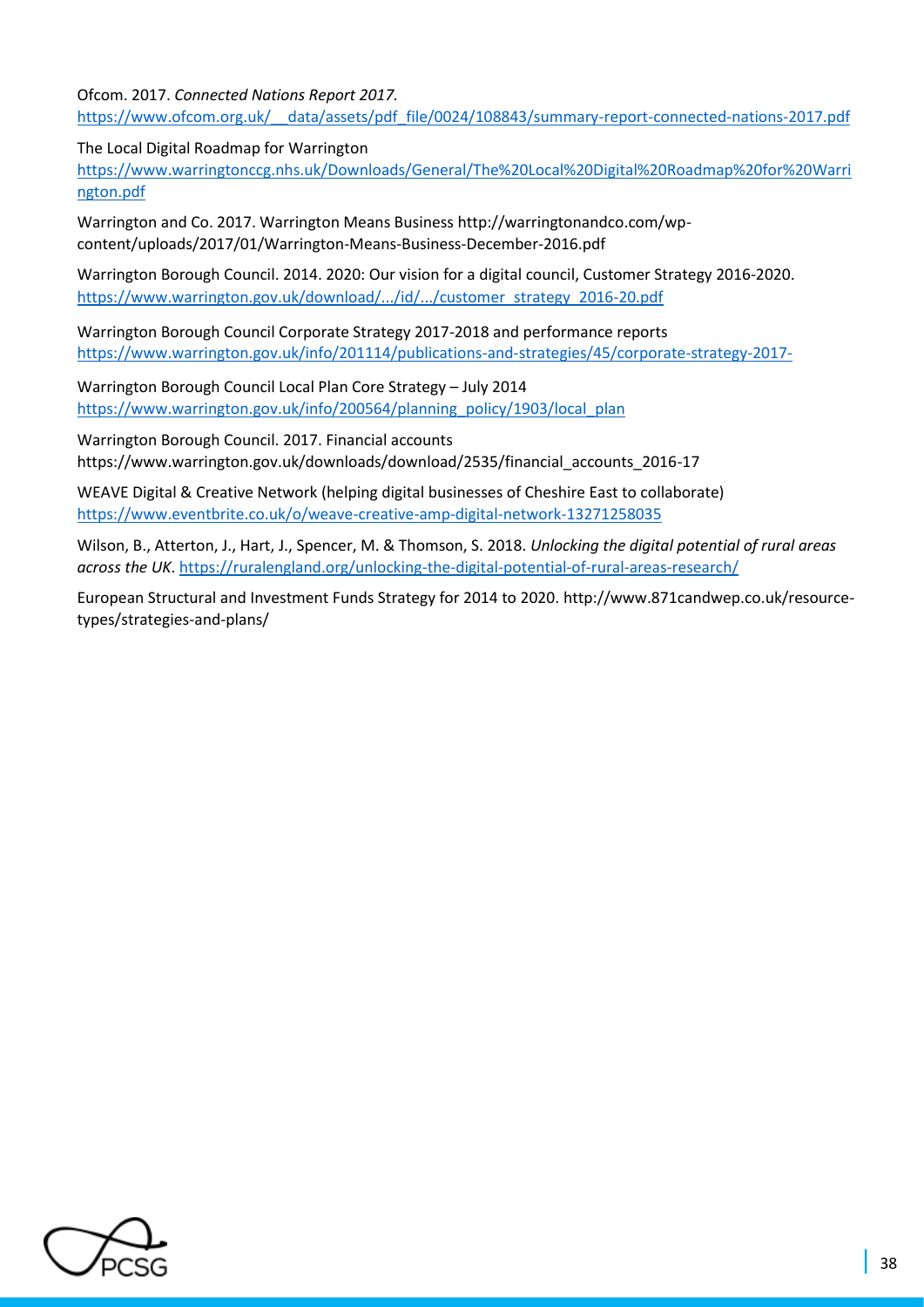Ofcom. 2017. *Connected Nations Report 2017.* https://www.ofcom.org.uk/__data/assets/pdf_file/0024/108843/summary-report-connected-nations-2017.pdf

The Local Digital Roadmap for Warrington https://www.warringtonccg.nhs.uk/Downloads/General/The%20Local%20Digital%20Roadmap%20for%20Warrington.pdf

Warrington and Co. 2017. Warrington Means Business http://warringtonandco.com/wp-content/uploads/2017/01/Warrington-Means-Business-December-2016.pdf

Warrington Borough Council. 2014. 2020: Our vision for a digital council, Customer Strategy 2016-2020. https://www.warrington.gov.uk/download/.../id/.../customer_strategy_2016-20.pdf

Warrington Borough Council Corporate Strategy 2017-2018 and performance reports https://www.warrington.gov.uk/info/201114/publications-and-strategies/45/corporate-strategy-2017-

Warrington Borough Council Local Plan Core Strategy – July 2014 https://www.warrington.gov.uk/info/200564/planning_policy/1903/local_plan

Warrington Borough Council. 2017. Financial accounts https://www.warrington.gov.uk/downloads/download/2535/financial_accounts_2016-17

WEAVE Digital & Creative Network (helping digital businesses of Cheshire East to collaborate) https://www.eventbrite.co.uk/o/weave-creative-amp-digital-network-13271258035

Wilson, B., Atterton, J., Hart, J., Spencer, M. & Thomson, S. 2018. *Unlocking the digital potential of rural areas across the UK*. https://ruralengland.org/unlocking-the-digital-potential-of-rural-areas-research/

European Structural and Investment Funds Strategy for 2014 to 2020. http://www.871candwep.co.uk/resource-types/strategies-and-plans/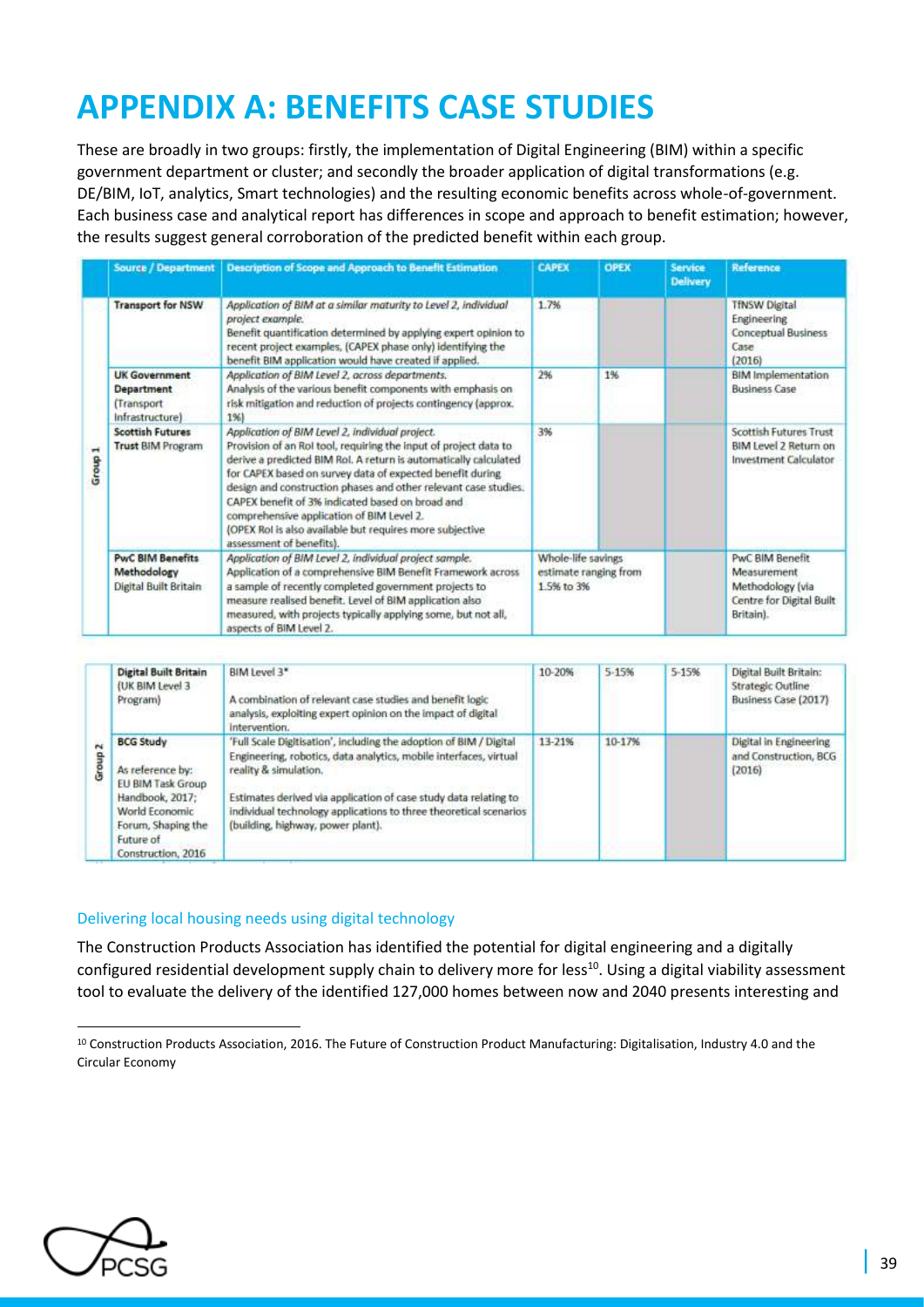# APPENDIX A: BENEFITS CASE STUDIES

These are broadly in two groups: firstly, the implementation of Digital Engineering (BIM) within a specific government department or cluster; and secondly the broader application of digital transformations (e.g. DE/BIM, IoT, analytics, Smart technologies) and the resulting economic benefits across whole-of-government. Each business case and analytical report has differences in scope and approach to benefit estimation; however, the results suggest general corroboration of the predicted benefit within each group.

| | Source / Department | Description of Scope and Approach to Benefit Estimation | CAPEX | OPEX | Service Delivery | Reference |
|---|---|---|---|---|---|---|
| Group 1 | **Transport for NSW** | *Application of BIM at a similar maturity to Level 2, individual project example.* Benefit quantification determined by applying expert opinion to recent project examples, (CAPEX phase only) identifying the benefit BIM application would have created if applied. | 1.7% | | | TfNSW Digital Engineering Conceptual Business Case (2016) |
| | **UK Government Department** (Transport Infrastructure) | *Application of BIM Level 2, across departments.* Analysis of the various benefit components with emphasis on risk mitigation and reduction of projects contingency (approx. 1%) | 2% | 1% | | BIM Implementation Business Case |
| | **Scottish Futures Trust** BIM Program | *Application of BIM Level 2, individual project.* Provision of an RoI tool, requiring the input of project data to derive a predicted BIM RoI. A return is automatically calculated for CAPEX based on survey data of expected benefit during design and construction phases and other relevant case studies. CAPEX benefit of 3% indicated based on broad and comprehensive application of BIM Level 2. (OPEX RoI is also available but requires more subjective assessment of benefits). | 3% | | | Scottish Futures Trust BIM Level 2 Return on Investment Calculator |
| | **PwC BIM Benefits Methodology** Digital Built Britain | *Application of BIM Level 2, individual project sample.* Application of a comprehensive BIM Benefit Framework across a sample of recently completed government projects to measure realised benefit. Level of BIM application also measured, with projects typically applying some, but not all, aspects of BIM Level 2. | Whole-life savings estimate ranging from 1.5% to 3% | | | PwC BIM Benefit Measurement Methodology (via Centre for Digital Built Britain). |
| Group 2 | **Digital Built Britain** (UK BIM Level 3 Program) | BIM Level 3* <br><br> A combination of relevant case studies and benefit logic analysis, exploiting expert opinion on the impact of digital intervention. | 10-20% | 5-15% | 5-15% | Digital Built Britain: Strategic Outline Business Case (2017) |
| | **BCG Study** <br><br> As reference by: EU BIM Task Group Handbook, 2017; World Economic Forum, Shaping the Future of Construction, 2016 | 'Full Scale Digitisation', including the adoption of BIM / Digital Engineering, robotics, data analytics, mobile interfaces, virtual reality & simulation. <br><br> Estimates derived via application of case study data relating to individual technology applications to three theoretical scenarios (building, highway, power plant). | 13-21% | 10-17% | | Digital in Engineering and Construction, BCG (2016) |

### Delivering local housing needs using digital technology

The Construction Products Association has identified the potential for digital engineering and a digitally configured residential development supply chain to delivery more for less[10]. Using a digital viability assessment tool to evaluate the delivery of the identified 127,000 homes between now and 2040 presents interesting and

[10] Construction Products Association, 2016. The Future of Construction Product Manufacturing: Digitalisation, Industry 4.0 and the Circular Economy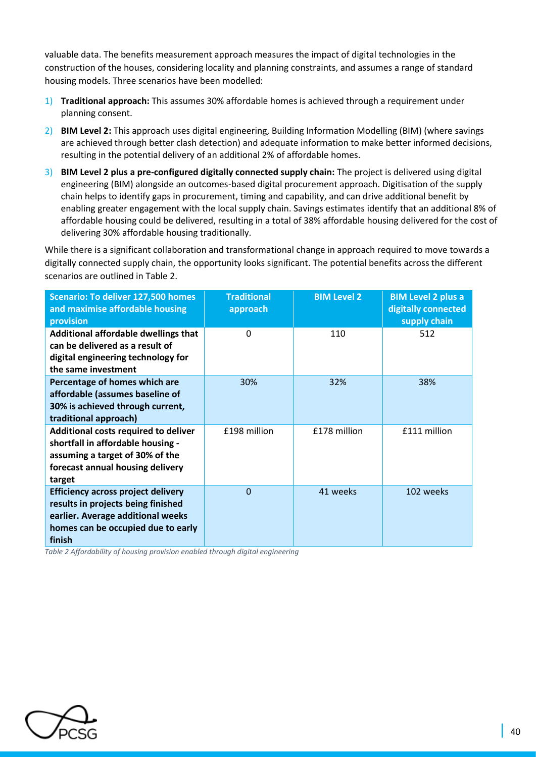valuable data. The benefits measurement approach measures the impact of digital technologies in the construction of the houses, considering locality and planning constraints, and assumes a range of standard housing models. Three scenarios have been modelled:

1) **Traditional approach:** This assumes 30% affordable homes is achieved through a requirement under planning consent.
2) **BIM Level 2:** This approach uses digital engineering, Building Information Modelling (BIM) (where savings are achieved through better clash detection) and adequate information to make better informed decisions, resulting in the potential delivery of an additional 2% of affordable homes.
3) **BIM Level 2 plus a pre-configured digitally connected supply chain:** The project is delivered using digital engineering (BIM) alongside an outcomes-based digital procurement approach. Digitisation of the supply chain helps to identify gaps in procurement, timing and capability, and can drive additional benefit by enabling greater engagement with the local supply chain. Savings estimates identify that an additional 8% of affordable housing could be delivered, resulting in a total of 38% affordable housing delivered for the cost of delivering 30% affordable housing traditionally.

While there is a significant collaboration and transformational change in approach required to move towards a digitally connected supply chain, the opportunity looks significant. The potential benefits across the different scenarios are outlined in Table 2.

| Scenario: To deliver 127,500 homes and maximise affordable housing provision | Traditional approach | BIM Level 2 | BIM Level 2 plus a digitally connected supply chain |
|---|---|---|---|
| **Additional affordable dwellings that can be delivered as a result of digital engineering technology for the same investment** | 0 | 110 | 512 |
| **Percentage of homes which are affordable (assumes baseline of 30% is achieved through current, traditional approach)** | 30% | 32% | 38% |
| **Additional costs required to deliver shortfall in affordable housing - assuming a target of 30% of the forecast annual housing delivery target** | £198 million | £178 million | £111 million |
| **Efficiency across project delivery results in projects being finished earlier. Average additional weeks homes can be occupied due to early finish** | 0 | 41 weeks | 102 weeks |

*Table 2 Affordability of housing provision enabled through digital engineering*